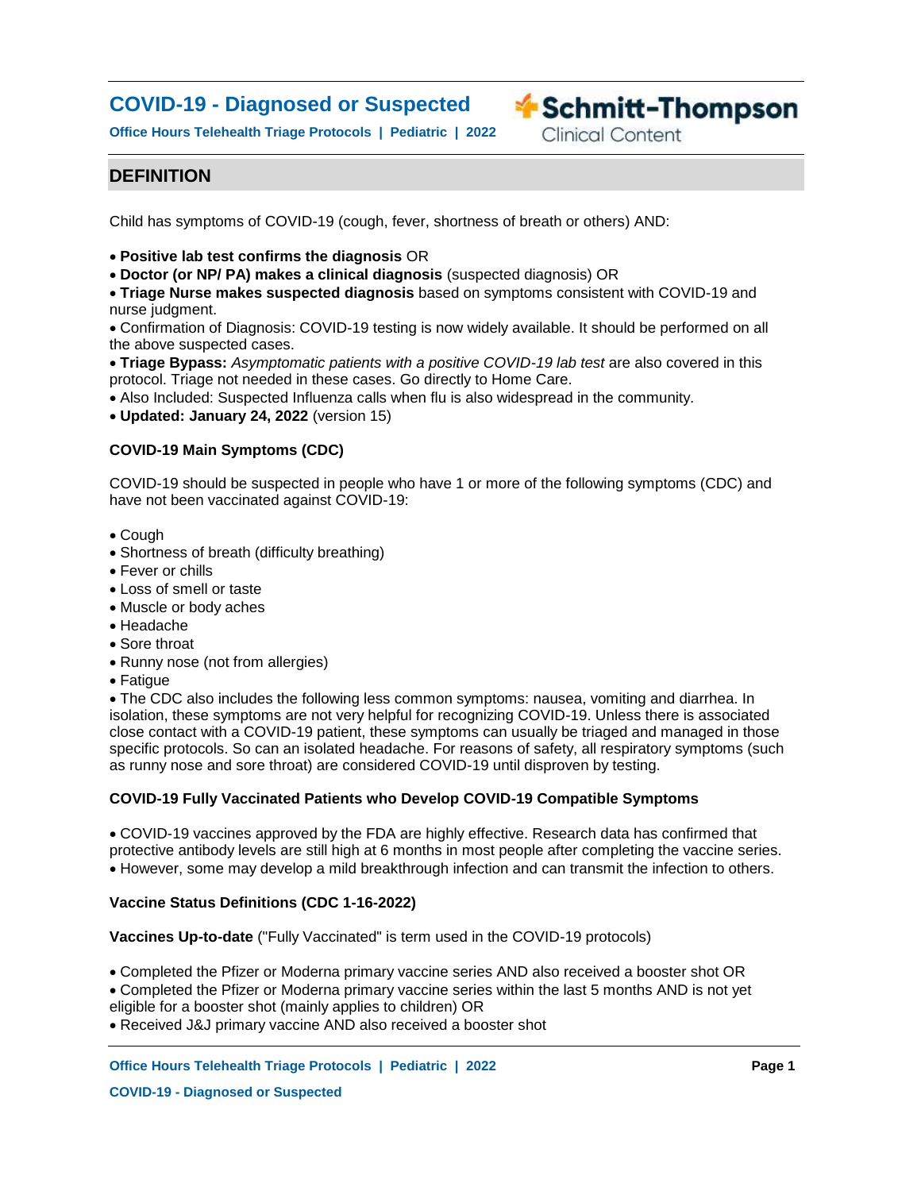# COVID-19 - Diagnosed or Suspected

**Office Hours Telehealth Triage Protocols | Pediatric | 2022**

Schmitt-Thompson Clinical Content

## DEFINITION

Child has symptoms of COVID-19 (cough, fever, shortness of breath or others) AND:

- **Positive lab test confirms the diagnosis** OR
- **Doctor (or NP/ PA) makes a clinical diagnosis** (suspected diagnosis) OR
- **Triage Nurse makes suspected diagnosis** based on symptoms consistent with COVID-19 and nurse judgment.
- Confirmation of Diagnosis: COVID-19 testing is now widely available. It should be performed on all the above suspected cases.
- **Triage Bypass:** *Asymptomatic patients with a positive COVID-19 lab test* are also covered in this protocol. Triage not needed in these cases. Go directly to Home Care.
- Also Included: Suspected Influenza calls when flu is also widespread in the community.
- **Updated: January 24, 2022** (version 15)

### COVID-19 Main Symptoms (CDC)

COVID-19 should be suspected in people who have 1 or more of the following symptoms (CDC) and have not been vaccinated against COVID-19:

- Cough
- Shortness of breath (difficulty breathing)
- Fever or chills
- Loss of smell or taste
- Muscle or body aches
- Headache
- Sore throat
- Runny nose (not from allergies)
- Fatigue
- The CDC also includes the following less common symptoms: nausea, vomiting and diarrhea. In isolation, these symptoms are not very helpful for recognizing COVID-19. Unless there is associated close contact with a COVID-19 patient, these symptoms can usually be triaged and managed in those specific protocols. So can an isolated headache. For reasons of safety, all respiratory symptoms (such as runny nose and sore throat) are considered COVID-19 until disproven by testing.

### COVID-19 Fully Vaccinated Patients who Develop COVID-19 Compatible Symptoms

- COVID-19 vaccines approved by the FDA are highly effective. Research data has confirmed that protective antibody levels are still high at 6 months in most people after completing the vaccine series.
- However, some may develop a mild breakthrough infection and can transmit the infection to others.

### Vaccine Status Definitions (CDC 1-16-2022)

**Vaccines Up-to-date** ("Fully Vaccinated" is term used in the COVID-19 protocols)

- Completed the Pfizer or Moderna primary vaccine series AND also received a booster shot OR
- Completed the Pfizer or Moderna primary vaccine series within the last 5 months AND is not yet eligible for a booster shot (mainly applies to children) OR
- Received J&J primary vaccine AND also received a booster shot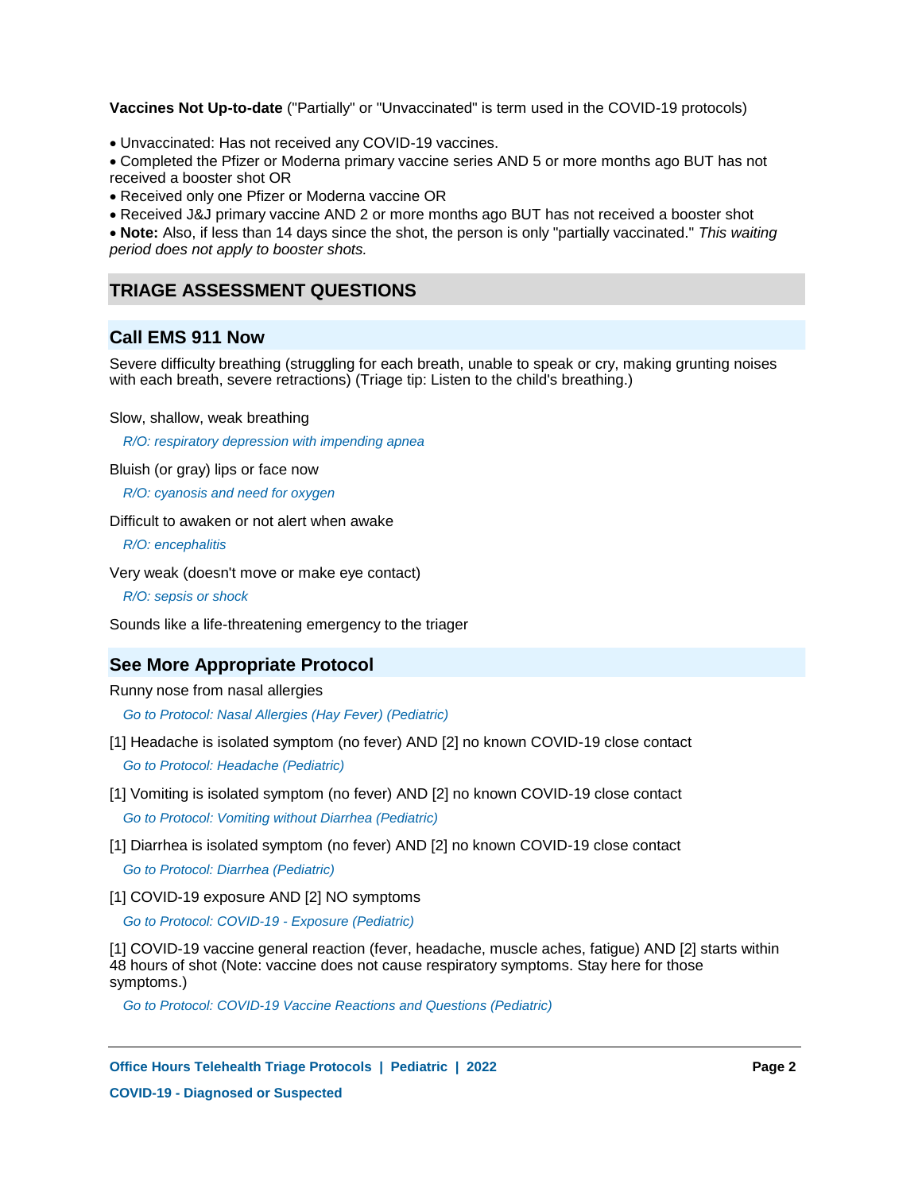**Vaccines Not Up-to-date** ("Partially" or "Unvaccinated" is term used in the COVID-19 protocols)

- Unvaccinated: Has not received any COVID-19 vaccines.
- Completed the Pfizer or Moderna primary vaccine series AND 5 or more months ago BUT has not received a booster shot OR
- Received only one Pfizer or Moderna vaccine OR
- Received J&J primary vaccine AND 2 or more months ago BUT has not received a booster shot
- **Note:** Also, if less than 14 days since the shot, the person is only "partially vaccinated." *This waiting period does not apply to booster shots.*

## TRIAGE ASSESSMENT QUESTIONS

### Call EMS 911 Now

Severe difficulty breathing (struggling for each breath, unable to speak or cry, making grunting noises with each breath, severe retractions) (Triage tip: Listen to the child's breathing.)

Slow, shallow, weak breathing

*R/O: respiratory depression with impending apnea*

Bluish (or gray) lips or face now

*R/O: cyanosis and need for oxygen*

Difficult to awaken or not alert when awake

*R/O: encephalitis*

Very weak (doesn't move or make eye contact)

*R/O: sepsis or shock*

Sounds like a life-threatening emergency to the triager

### See More Appropriate Protocol

Runny nose from nasal allergies

*Go to Protocol: Nasal Allergies (Hay Fever) (Pediatric)*

[1] Headache is isolated symptom (no fever) AND [2] no known COVID-19 close contact

*Go to Protocol: Headache (Pediatric)*

[1] Vomiting is isolated symptom (no fever) AND [2] no known COVID-19 close contact

*Go to Protocol: Vomiting without Diarrhea (Pediatric)*

[1] Diarrhea is isolated symptom (no fever) AND [2] no known COVID-19 close contact

*Go to Protocol: Diarrhea (Pediatric)*

[1] COVID-19 exposure AND [2] NO symptoms

*Go to Protocol: COVID-19 - Exposure (Pediatric)*

[1] COVID-19 vaccine general reaction (fever, headache, muscle aches, fatigue) AND [2] starts within 48 hours of shot (Note: vaccine does not cause respiratory symptoms. Stay here for those symptoms.)

*Go to Protocol: COVID-19 Vaccine Reactions and Questions (Pediatric)*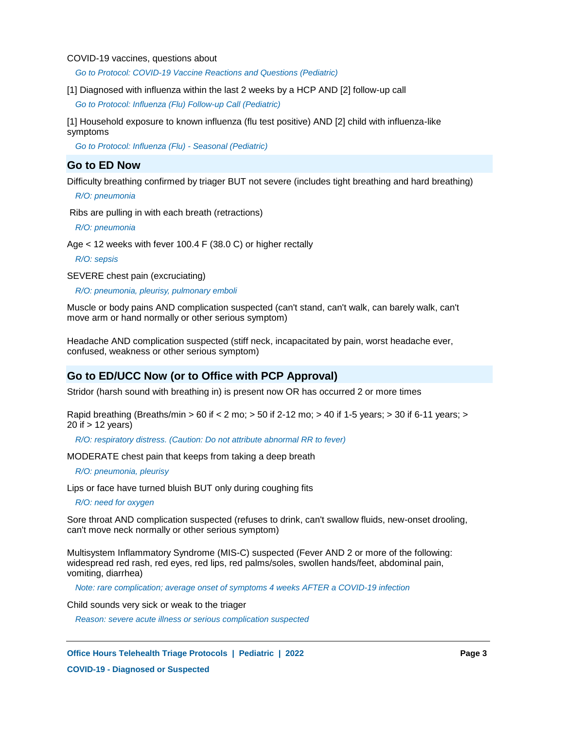COVID-19 vaccines, questions about

*Go to Protocol: COVID-19 Vaccine Reactions and Questions (Pediatric)*

[1] Diagnosed with influenza within the last 2 weeks by a HCP AND [2] follow-up call

*Go to Protocol: Influenza (Flu) Follow-up Call (Pediatric)*

[1] Household exposure to known influenza (flu test positive) AND [2] child with influenza-like symptoms

*Go to Protocol: Influenza (Flu) - Seasonal (Pediatric)*

## Go to ED Now

Difficulty breathing confirmed by triager BUT not severe (includes tight breathing and hard breathing)

*R/O: pneumonia*

Ribs are pulling in with each breath (retractions)

*R/O: pneumonia*

Age < 12 weeks with fever 100.4 F (38.0 C) or higher rectally

*R/O: sepsis*

SEVERE chest pain (excruciating)

*R/O: pneumonia, pleurisy, pulmonary emboli*

Muscle or body pains AND complication suspected (can't stand, can't walk, can barely walk, can't move arm or hand normally or other serious symptom)

Headache AND complication suspected (stiff neck, incapacitated by pain, worst headache ever, confused, weakness or other serious symptom)

## Go to ED/UCC Now (or to Office with PCP Approval)

Stridor (harsh sound with breathing in) is present now OR has occurred 2 or more times

Rapid breathing (Breaths/min > 60 if < 2 mo; > 50 if 2-12 mo; > 40 if 1-5 years; > 30 if 6-11 years; > 20 if > 12 years)

*R/O: respiratory distress. (Caution: Do not attribute abnormal RR to fever)*

MODERATE chest pain that keeps from taking a deep breath

*R/O: pneumonia, pleurisy*

Lips or face have turned bluish BUT only during coughing fits

*R/O: need for oxygen*

Sore throat AND complication suspected (refuses to drink, can't swallow fluids, new-onset drooling, can't move neck normally or other serious symptom)

Multisystem Inflammatory Syndrome (MIS-C) suspected (Fever AND 2 or more of the following: widespread red rash, red eyes, red lips, red palms/soles, swollen hands/feet, abdominal pain, vomiting, diarrhea)

*Note: rare complication; average onset of symptoms 4 weeks AFTER a COVID-19 infection*

Child sounds very sick or weak to the triager

*Reason: severe acute illness or serious complication suspected*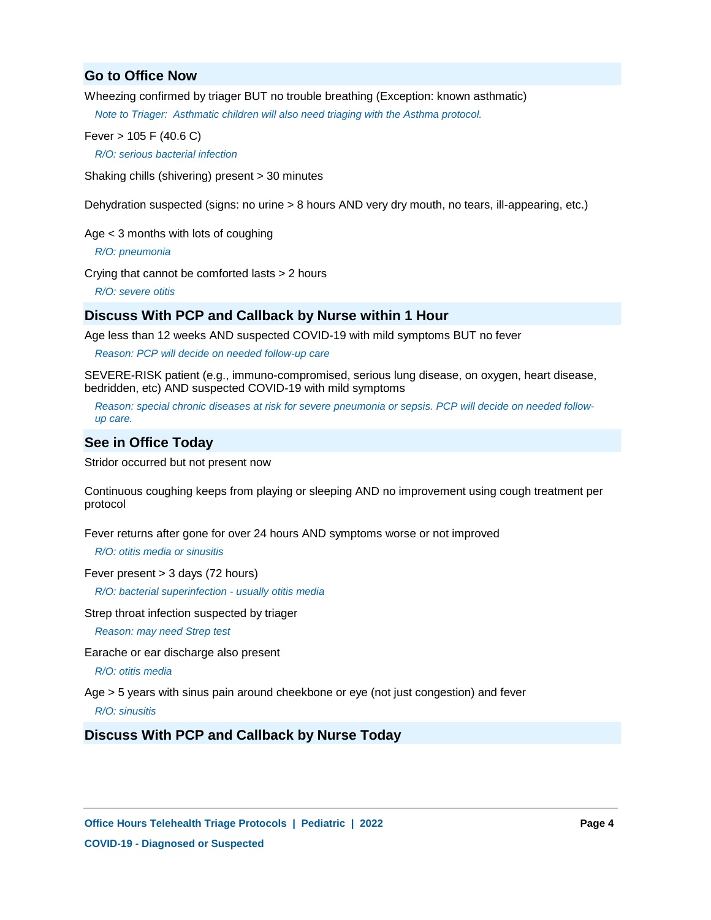## Go to Office Now

Wheezing confirmed by triager BUT no trouble breathing (Exception: known asthmatic)

*Note to Triager: Asthmatic children will also need triaging with the Asthma protocol.*

Fever > 105 F (40.6 C)

*R/O: serious bacterial infection*

Shaking chills (shivering) present > 30 minutes

Dehydration suspected (signs: no urine > 8 hours AND very dry mouth, no tears, ill-appearing, etc.)

Age < 3 months with lots of coughing

*R/O: pneumonia*

Crying that cannot be comforted lasts > 2 hours

*R/O: severe otitis*

## Discuss With PCP and Callback by Nurse within 1 Hour

Age less than 12 weeks AND suspected COVID-19 with mild symptoms BUT no fever

*Reason: PCP will decide on needed follow-up care*

SEVERE-RISK patient (e.g., immuno-compromised, serious lung disease, on oxygen, heart disease, bedridden, etc) AND suspected COVID-19 with mild symptoms

*Reason: special chronic diseases at risk for severe pneumonia or sepsis. PCP will decide on needed follow-up care.*

## See in Office Today

Stridor occurred but not present now

Continuous coughing keeps from playing or sleeping AND no improvement using cough treatment per protocol

Fever returns after gone for over 24 hours AND symptoms worse or not improved

*R/O: otitis media or sinusitis*

Fever present > 3 days (72 hours)

*R/O: bacterial superinfection - usually otitis media*

Strep throat infection suspected by triager

*Reason: may need Strep test*

Earache or ear discharge also present

*R/O: otitis media*

Age > 5 years with sinus pain around cheekbone or eye (not just congestion) and fever

*R/O: sinusitis*

## Discuss With PCP and Callback by Nurse Today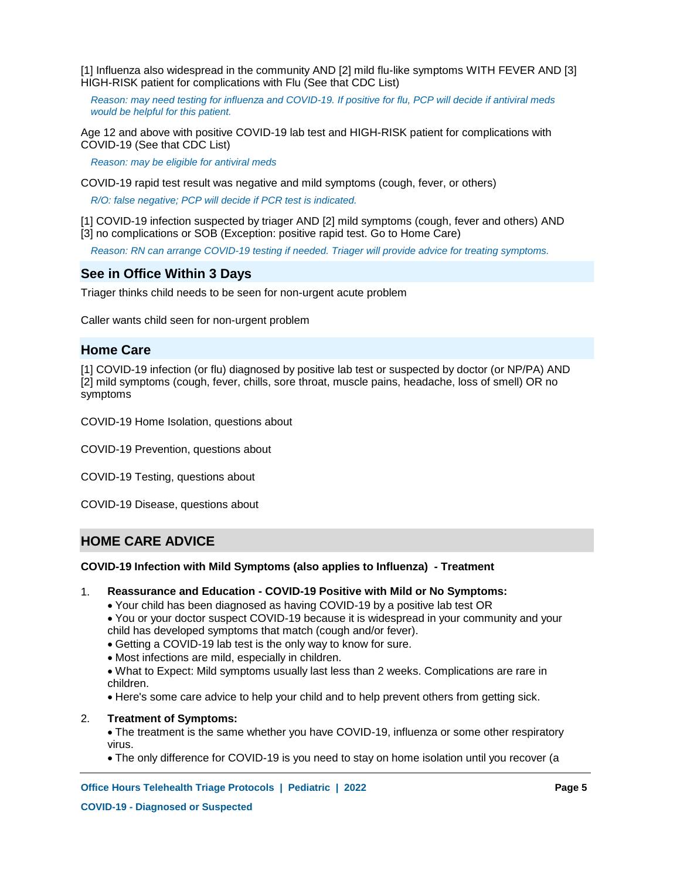[1] Influenza also widespread in the community AND [2] mild flu-like symptoms WITH FEVER AND [3] HIGH-RISK patient for complications with Flu (See that CDC List)

*Reason: may need testing for influenza and COVID-19. If positive for flu, PCP will decide if antiviral meds would be helpful for this patient.*

Age 12 and above with positive COVID-19 lab test and HIGH-RISK patient for complications with COVID-19 (See that CDC List)

*Reason: may be eligible for antiviral meds*

COVID-19 rapid test result was negative and mild symptoms (cough, fever, or others)

*R/O: false negative; PCP will decide if PCR test is indicated.*

[1] COVID-19 infection suspected by triager AND [2] mild symptoms (cough, fever and others) AND [3] no complications or SOB (Exception: positive rapid test. Go to Home Care)

*Reason: RN can arrange COVID-19 testing if needed. Triager will provide advice for treating symptoms.*

## See in Office Within 3 Days

Triager thinks child needs to be seen for non-urgent acute problem

Caller wants child seen for non-urgent problem

## Home Care

[1] COVID-19 infection (or flu) diagnosed by positive lab test or suspected by doctor (or NP/PA) AND [2] mild symptoms (cough, fever, chills, sore throat, muscle pains, headache, loss of smell) OR no symptoms

COVID-19 Home Isolation, questions about

COVID-19 Prevention, questions about

COVID-19 Testing, questions about

COVID-19 Disease, questions about

## HOME CARE ADVICE

**COVID-19 Infection with Mild Symptoms (also applies to Influenza) - Treatment**

1. **Reassurance and Education - COVID-19 Positive with Mild or No Symptoms:**
   - Your child has been diagnosed as having COVID-19 by a positive lab test OR
   - You or your doctor suspect COVID-19 because it is widespread in your community and your child has developed symptoms that match (cough and/or fever).
   - Getting a COVID-19 lab test is the only way to know for sure.
   - Most infections are mild, especially in children.
   - What to Expect: Mild symptoms usually last less than 2 weeks. Complications are rare in children.
   - Here's some care advice to help your child and to help prevent others from getting sick.
2. **Treatment of Symptoms:**
   - The treatment is the same whether you have COVID-19, influenza or some other respiratory virus.
   - The only difference for COVID-19 is you need to stay on home isolation until you recover (a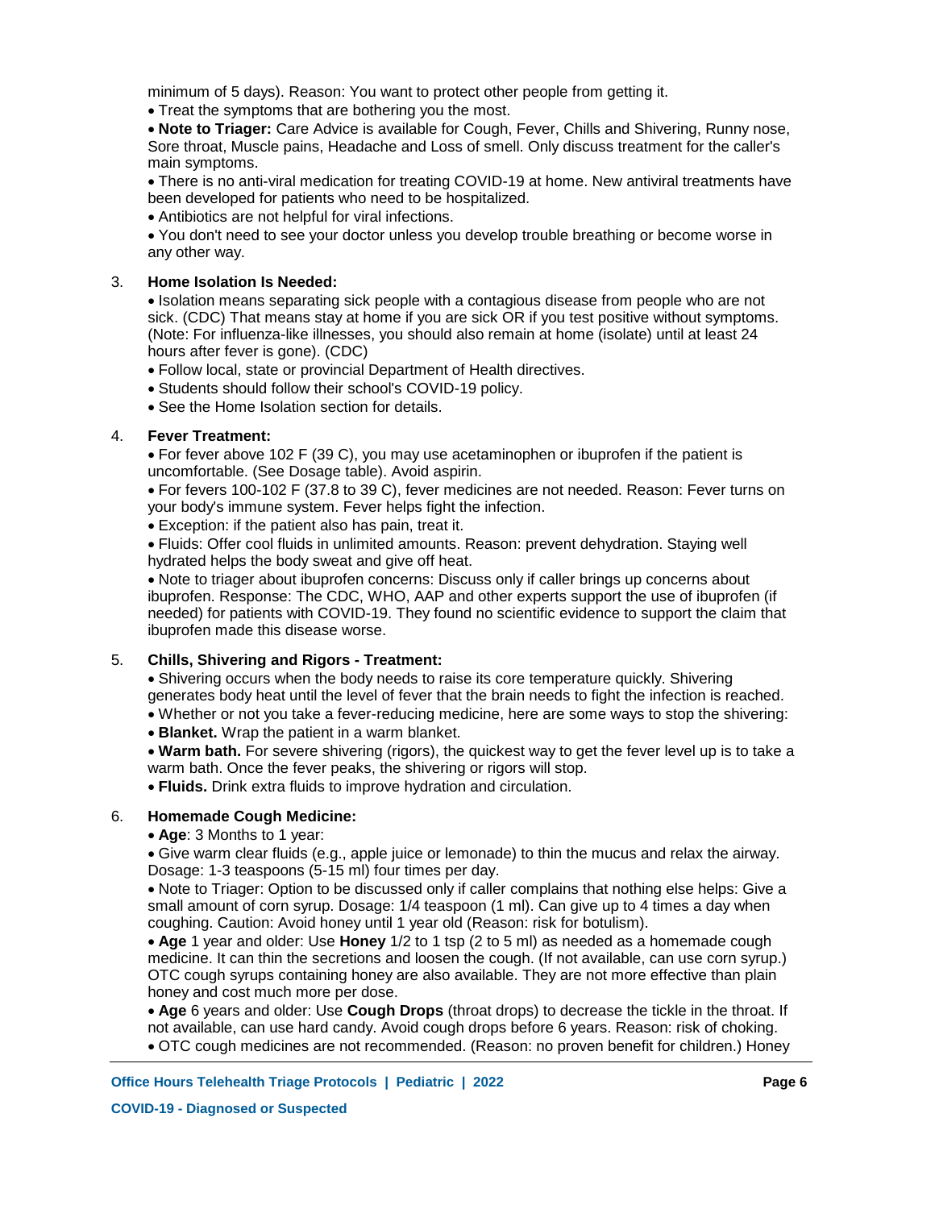minimum of 5 days). Reason: You want to protect other people from getting it.

- Treat the symptoms that are bothering you the most.
- **Note to Triager:** Care Advice is available for Cough, Fever, Chills and Shivering, Runny nose, Sore throat, Muscle pains, Headache and Loss of smell. Only discuss treatment for the caller's main symptoms.
- There is no anti-viral medication for treating COVID-19 at home. New antiviral treatments have been developed for patients who need to be hospitalized.
- Antibiotics are not helpful for viral infections.
- You don't need to see your doctor unless you develop trouble breathing or become worse in any other way.

3. **Home Isolation Is Needed:**
   - Isolation means separating sick people with a contagious disease from people who are not sick. (CDC) That means stay at home if you are sick OR if you test positive without symptoms. (Note: For influenza-like illnesses, you should also remain at home (isolate) until at least 24 hours after fever is gone). (CDC)
   - Follow local, state or provincial Department of Health directives.
   - Students should follow their school's COVID-19 policy.
   - See the Home Isolation section for details.

4. **Fever Treatment:**
   - For fever above 102 F (39 C), you may use acetaminophen or ibuprofen if the patient is uncomfortable. (See Dosage table). Avoid aspirin.
   - For fevers 100-102 F (37.8 to 39 C), fever medicines are not needed. Reason: Fever turns on your body's immune system. Fever helps fight the infection.
   - Exception: if the patient also has pain, treat it.
   - Fluids: Offer cool fluids in unlimited amounts. Reason: prevent dehydration. Staying well hydrated helps the body sweat and give off heat.
   - Note to triager about ibuprofen concerns: Discuss only if caller brings up concerns about ibuprofen. Response: The CDC, WHO, AAP and other experts support the use of ibuprofen (if needed) for patients with COVID-19. They found no scientific evidence to support the claim that ibuprofen made this disease worse.

5. **Chills, Shivering and Rigors - Treatment:**
   - Shivering occurs when the body needs to raise its core temperature quickly. Shivering generates body heat until the level of fever that the brain needs to fight the infection is reached.
   - Whether or not you take a fever-reducing medicine, here are some ways to stop the shivering:
   - **Blanket.** Wrap the patient in a warm blanket.
   - **Warm bath.** For severe shivering (rigors), the quickest way to get the fever level up is to take a warm bath. Once the fever peaks, the shivering or rigors will stop.
   - **Fluids.** Drink extra fluids to improve hydration and circulation.

6. **Homemade Cough Medicine:**
   - **Age**: 3 Months to 1 year:
   - Give warm clear fluids (e.g., apple juice or lemonade) to thin the mucus and relax the airway. Dosage: 1-3 teaspoons (5-15 ml) four times per day.
   - Note to Triager: Option to be discussed only if caller complains that nothing else helps: Give a small amount of corn syrup. Dosage: 1/4 teaspoon (1 ml). Can give up to 4 times a day when coughing. Caution: Avoid honey until 1 year old (Reason: risk for botulism).
   - **Age** 1 year and older: Use **Honey** 1/2 to 1 tsp (2 to 5 ml) as needed as a homemade cough medicine. It can thin the secretions and loosen the cough. (If not available, can use corn syrup.) OTC cough syrups containing honey are also available. They are not more effective than plain honey and cost much more per dose.
   - **Age** 6 years and older: Use **Cough Drops** (throat drops) to decrease the tickle in the throat. If not available, can use hard candy. Avoid cough drops before 6 years. Reason: risk of choking.
   - OTC cough medicines are not recommended. (Reason: no proven benefit for children.) Honey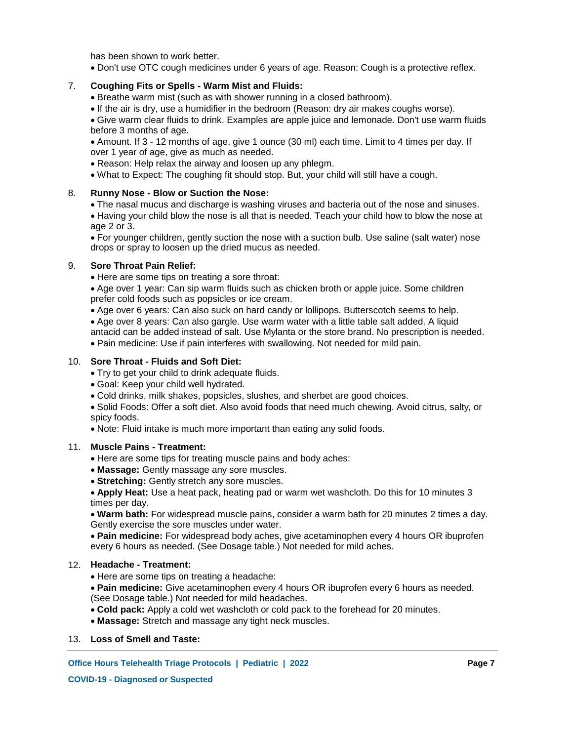has been shown to work better.

- Don't use OTC cough medicines under 6 years of age. Reason: Cough is a protective reflex.

7. **Coughing Fits or Spells - Warm Mist and Fluids:**
   - Breathe warm mist (such as with shower running in a closed bathroom).
   - If the air is dry, use a humidifier in the bedroom (Reason: dry air makes coughs worse).
   - Give warm clear fluids to drink. Examples are apple juice and lemonade. Don't use warm fluids before 3 months of age.
   - Amount. If 3 - 12 months of age, give 1 ounce (30 ml) each time. Limit to 4 times per day. If over 1 year of age, give as much as needed.
   - Reason: Help relax the airway and loosen up any phlegm.
   - What to Expect: The coughing fit should stop. But, your child will still have a cough.

8. **Runny Nose - Blow or Suction the Nose:**
   - The nasal mucus and discharge is washing viruses and bacteria out of the nose and sinuses.
   - Having your child blow the nose is all that is needed. Teach your child how to blow the nose at age 2 or 3.
   - For younger children, gently suction the nose with a suction bulb. Use saline (salt water) nose drops or spray to loosen up the dried mucus as needed.

9. **Sore Throat Pain Relief:**
   - Here are some tips on treating a sore throat:
   - Age over 1 year: Can sip warm fluids such as chicken broth or apple juice. Some children prefer cold foods such as popsicles or ice cream.
   - Age over 6 years: Can also suck on hard candy or lollipops. Butterscotch seems to help.
   - Age over 8 years: Can also gargle. Use warm water with a little table salt added. A liquid antacid can be added instead of salt. Use Mylanta or the store brand. No prescription is needed.
   - Pain medicine: Use if pain interferes with swallowing. Not needed for mild pain.

10. **Sore Throat - Fluids and Soft Diet:**
    - Try to get your child to drink adequate fluids.
    - Goal: Keep your child well hydrated.
    - Cold drinks, milk shakes, popsicles, slushes, and sherbet are good choices.
    - Solid Foods: Offer a soft diet. Also avoid foods that need much chewing. Avoid citrus, salty, or spicy foods.
    - Note: Fluid intake is much more important than eating any solid foods.

11. **Muscle Pains - Treatment:**
    - Here are some tips for treating muscle pains and body aches:
    - **Massage:** Gently massage any sore muscles.
    - **Stretching:** Gently stretch any sore muscles.
    - **Apply Heat:** Use a heat pack, heating pad or warm wet washcloth. Do this for 10 minutes 3 times per day.
    - **Warm bath:** For widespread muscle pains, consider a warm bath for 20 minutes 2 times a day. Gently exercise the sore muscles under water.
    - **Pain medicine:** For widespread body aches, give acetaminophen every 4 hours OR ibuprofen every 6 hours as needed. (See Dosage table.) Not needed for mild aches.

12. **Headache - Treatment:**
    - Here are some tips on treating a headache:
    - **Pain medicine:** Give acetaminophen every 4 hours OR ibuprofen every 6 hours as needed. (See Dosage table.) Not needed for mild headaches.
    - **Cold pack:** Apply a cold wet washcloth or cold pack to the forehead for 20 minutes.
    - **Massage:** Stretch and massage any tight neck muscles.

13. **Loss of Smell and Taste:**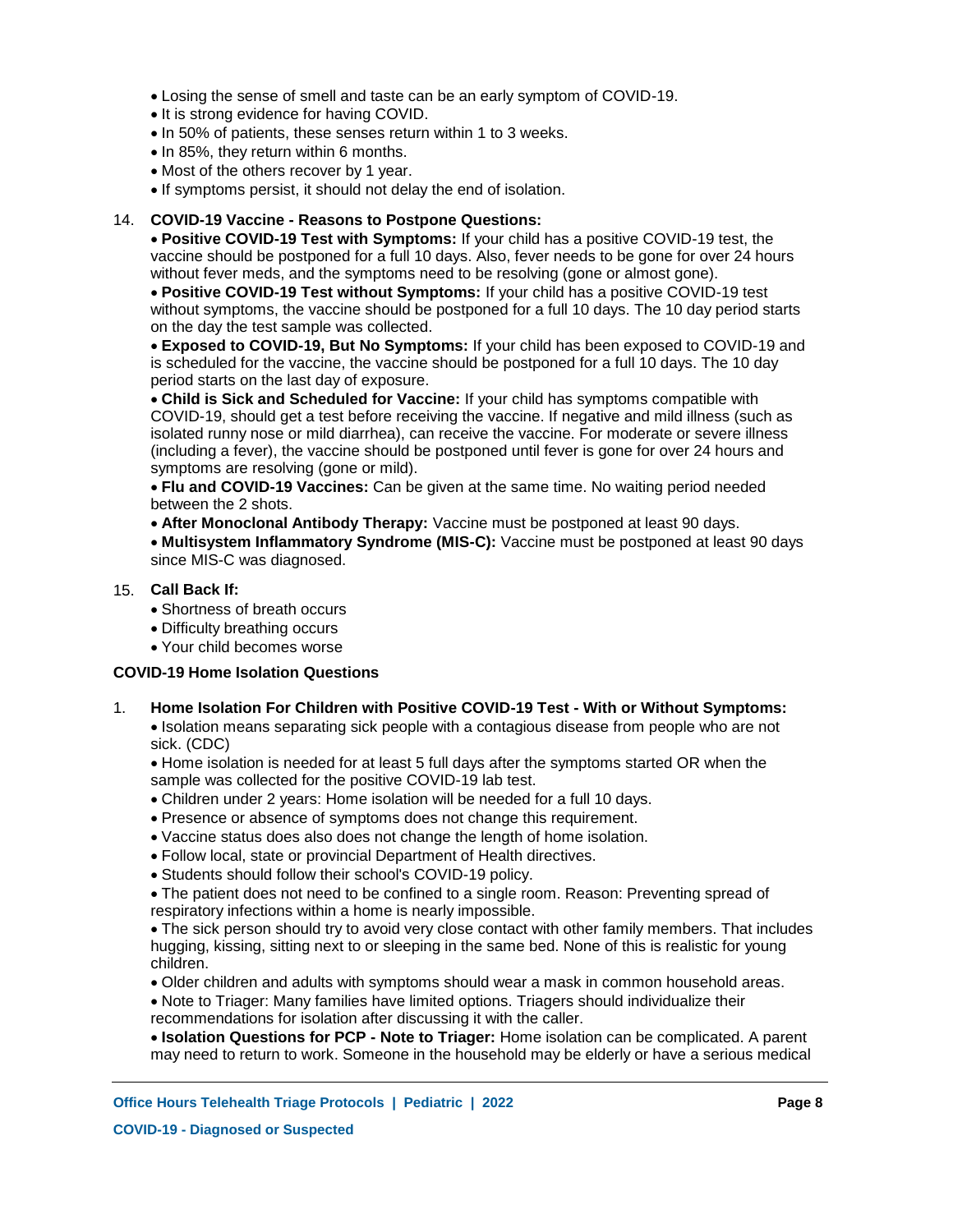- Losing the sense of smell and taste can be an early symptom of COVID-19.
- It is strong evidence for having COVID.
- In 50% of patients, these senses return within 1 to 3 weeks.
- In 85%, they return within 6 months.
- Most of the others recover by 1 year.
- If symptoms persist, it should not delay the end of isolation.

14. **COVID-19 Vaccine - Reasons to Postpone Questions:**
    - **Positive COVID-19 Test with Symptoms:** If your child has a positive COVID-19 test, the vaccine should be postponed for a full 10 days. Also, fever needs to be gone for over 24 hours without fever meds, and the symptoms need to be resolving (gone or almost gone).
    - **Positive COVID-19 Test without Symptoms:** If your child has a positive COVID-19 test without symptoms, the vaccine should be postponed for a full 10 days. The 10 day period starts on the day the test sample was collected.
    - **Exposed to COVID-19, But No Symptoms:** If your child has been exposed to COVID-19 and is scheduled for the vaccine, the vaccine should be postponed for a full 10 days. The 10 day period starts on the last day of exposure.
    - **Child is Sick and Scheduled for Vaccine:** If your child has symptoms compatible with COVID-19, should get a test before receiving the vaccine. If negative and mild illness (such as isolated runny nose or mild diarrhea), can receive the vaccine. For moderate or severe illness (including a fever), the vaccine should be postponed until fever is gone for over 24 hours and symptoms are resolving (gone or mild).
    - **Flu and COVID-19 Vaccines:** Can be given at the same time. No waiting period needed between the 2 shots.
    - **After Monoclonal Antibody Therapy:** Vaccine must be postponed at least 90 days.
    - **Multisystem Inflammatory Syndrome (MIS-C):** Vaccine must be postponed at least 90 days since MIS-C was diagnosed.

15. **Call Back If:**
    - Shortness of breath occurs
    - Difficulty breathing occurs
    - Your child becomes worse

**COVID-19 Home Isolation Questions**

1. **Home Isolation For Children with Positive COVID-19 Test - With or Without Symptoms:**
    - Isolation means separating sick people with a contagious disease from people who are not sick. (CDC)
    - Home isolation is needed for at least 5 full days after the symptoms started OR when the sample was collected for the positive COVID-19 lab test.
    - Children under 2 years: Home isolation will be needed for a full 10 days.
    - Presence or absence of symptoms does not change this requirement.
    - Vaccine status does also does not change the length of home isolation.
    - Follow local, state or provincial Department of Health directives.
    - Students should follow their school's COVID-19 policy.
    - The patient does not need to be confined to a single room. Reason: Preventing spread of respiratory infections within a home is nearly impossible.
    - The sick person should try to avoid very close contact with other family members. That includes hugging, kissing, sitting next to or sleeping in the same bed. None of this is realistic for young children.
    - Older children and adults with symptoms should wear a mask in common household areas.
    - Note to Triager: Many families have limited options. Triagers should individualize their recommendations for isolation after discussing it with the caller.
    - **Isolation Questions for PCP - Note to Triager:** Home isolation can be complicated. A parent may need to return to work. Someone in the household may be elderly or have a serious medical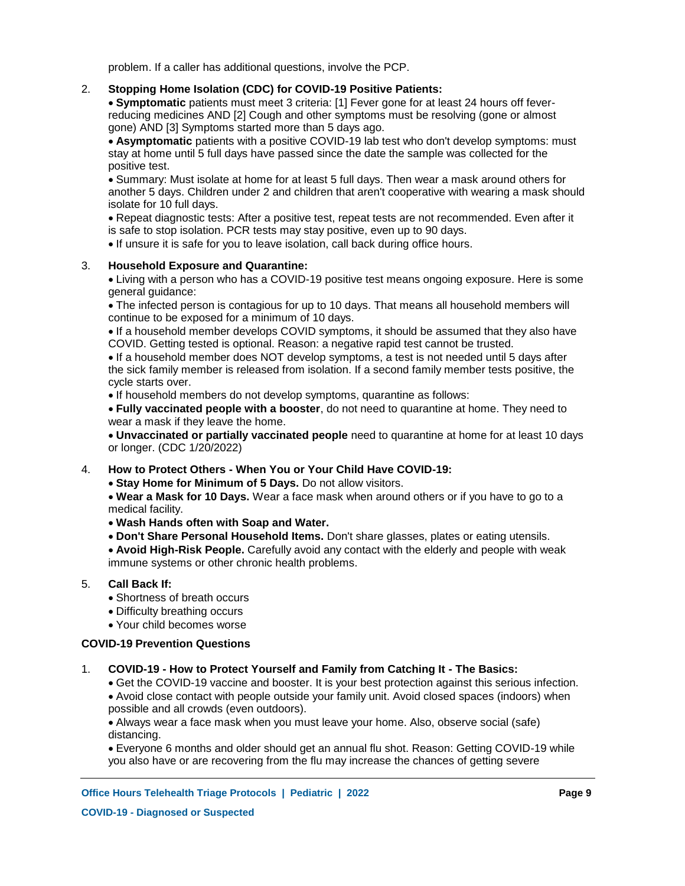problem. If a caller has additional questions, involve the PCP.

2. **Stopping Home Isolation (CDC) for COVID-19 Positive Patients:**
   - **Symptomatic** patients must meet 3 criteria: [1] Fever gone for at least 24 hours off fever-reducing medicines AND [2] Cough and other symptoms must be resolving (gone or almost gone) AND [3] Symptoms started more than 5 days ago.
   - **Asymptomatic** patients with a positive COVID-19 lab test who don't develop symptoms: must stay at home until 5 full days have passed since the date the sample was collected for the positive test.
   - Summary: Must isolate at home for at least 5 full days. Then wear a mask around others for another 5 days. Children under 2 and children that aren't cooperative with wearing a mask should isolate for 10 full days.
   - Repeat diagnostic tests: After a positive test, repeat tests are not recommended. Even after it is safe to stop isolation. PCR tests may stay positive, even up to 90 days.
   - If unsure it is safe for you to leave isolation, call back during office hours.

3. **Household Exposure and Quarantine:**
   - Living with a person who has a COVID-19 positive test means ongoing exposure. Here is some general guidance:
   - The infected person is contagious for up to 10 days. That means all household members will continue to be exposed for a minimum of 10 days.
   - If a household member develops COVID symptoms, it should be assumed that they also have COVID. Getting tested is optional. Reason: a negative rapid test cannot be trusted.
   - If a household member does NOT develop symptoms, a test is not needed until 5 days after the sick family member is released from isolation. If a second family member tests positive, the cycle starts over.
   - If household members do not develop symptoms, quarantine as follows:
   - **Fully vaccinated people with a booster**, do not need to quarantine at home. They need to wear a mask if they leave the home.
   - **Unvaccinated or partially vaccinated people** need to quarantine at home for at least 10 days or longer. (CDC 1/20/2022)

4. **How to Protect Others - When You or Your Child Have COVID-19:**
   - **Stay Home for Minimum of 5 Days.** Do not allow visitors.
   - **Wear a Mask for 10 Days.** Wear a face mask when around others or if you have to go to a medical facility.
   - **Wash Hands often with Soap and Water.**
   - **Don't Share Personal Household Items.** Don't share glasses, plates or eating utensils.
   - **Avoid High-Risk People.** Carefully avoid any contact with the elderly and people with weak immune systems or other chronic health problems.

5. **Call Back If:**
   - Shortness of breath occurs
   - Difficulty breathing occurs
   - Your child becomes worse

**COVID-19 Prevention Questions**

1. **COVID-19 - How to Protect Yourself and Family from Catching It - The Basics:**
   - Get the COVID-19 vaccine and booster. It is your best protection against this serious infection.
   - Avoid close contact with people outside your family unit. Avoid closed spaces (indoors) when possible and all crowds (even outdoors).
   - Always wear a face mask when you must leave your home. Also, observe social (safe) distancing.
   - Everyone 6 months and older should get an annual flu shot. Reason: Getting COVID-19 while you also have or are recovering from the flu may increase the chances of getting severe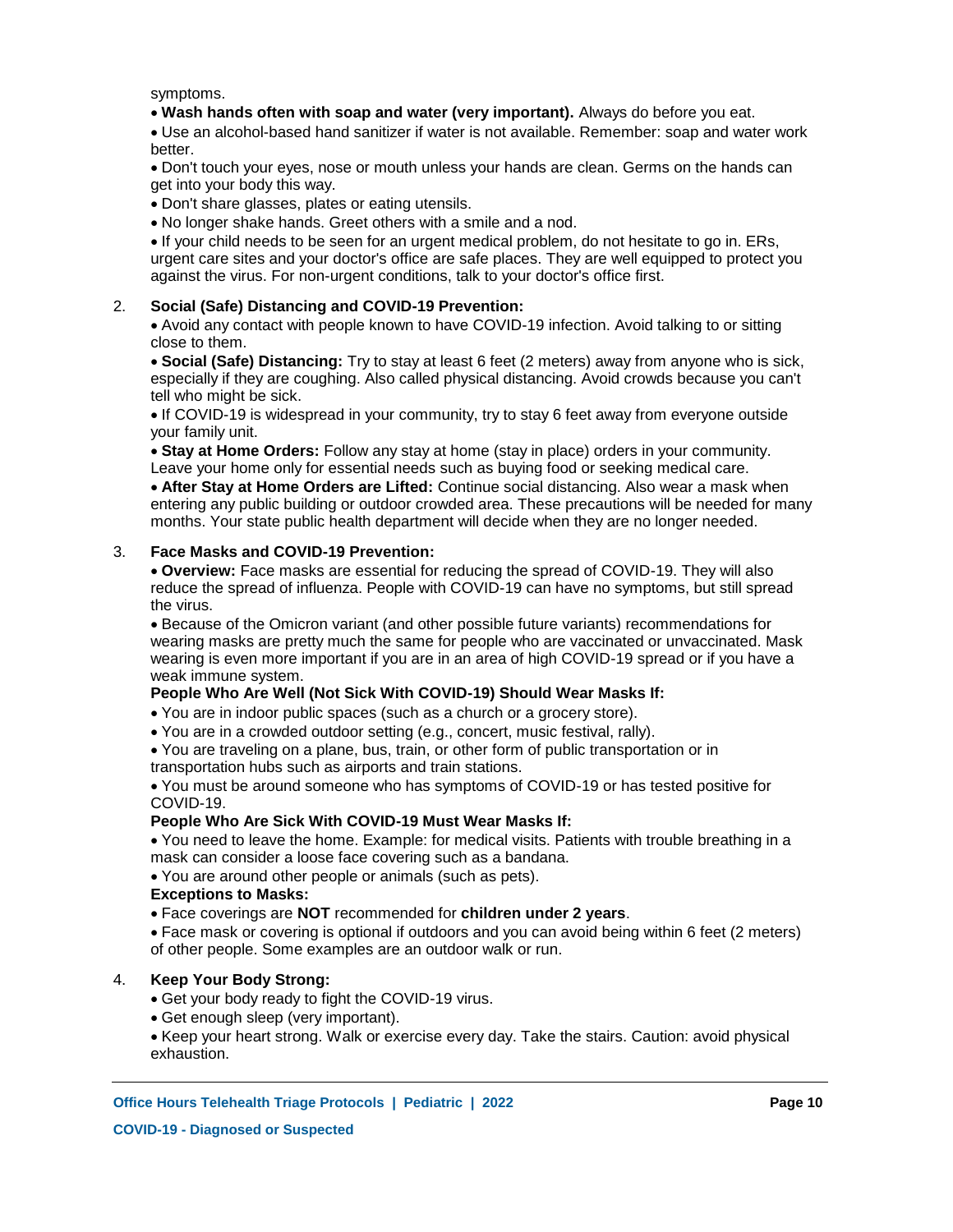symptoms.

- **Wash hands often with soap and water (very important).** Always do before you eat.
- Use an alcohol-based hand sanitizer if water is not available. Remember: soap and water work better.
- Don't touch your eyes, nose or mouth unless your hands are clean. Germs on the hands can get into your body this way.
- Don't share glasses, plates or eating utensils.
- No longer shake hands. Greet others with a smile and a nod.
- If your child needs to be seen for an urgent medical problem, do not hesitate to go in. ERs, urgent care sites and your doctor's office are safe places. They are well equipped to protect you against the virus. For non-urgent conditions, talk to your doctor's office first.

2. **Social (Safe) Distancing and COVID-19 Prevention:**
   - Avoid any contact with people known to have COVID-19 infection. Avoid talking to or sitting close to them.
   - **Social (Safe) Distancing:** Try to stay at least 6 feet (2 meters) away from anyone who is sick, especially if they are coughing. Also called physical distancing. Avoid crowds because you can't tell who might be sick.
   - If COVID-19 is widespread in your community, try to stay 6 feet away from everyone outside your family unit.
   - **Stay at Home Orders:** Follow any stay at home (stay in place) orders in your community. Leave your home only for essential needs such as buying food or seeking medical care.
   - **After Stay at Home Orders are Lifted:** Continue social distancing. Also wear a mask when entering any public building or outdoor crowded area. These precautions will be needed for many months. Your state public health department will decide when they are no longer needed.

3. **Face Masks and COVID-19 Prevention:**
   - **Overview:** Face masks are essential for reducing the spread of COVID-19. They will also reduce the spread of influenza. People with COVID-19 can have no symptoms, but still spread the virus.
   - Because of the Omicron variant (and other possible future variants) recommendations for wearing masks are pretty much the same for people who are vaccinated or unvaccinated. Mask wearing is even more important if you are in an area of high COVID-19 spread or if you have a weak immune system.

   **People Who Are Well (Not Sick With COVID-19) Should Wear Masks If:**
   - You are in indoor public spaces (such as a church or a grocery store).
   - You are in a crowded outdoor setting (e.g., concert, music festival, rally).
   - You are traveling on a plane, bus, train, or other form of public transportation or in transportation hubs such as airports and train stations.
   - You must be around someone who has symptoms of COVID-19 or has tested positive for COVID-19.

   **People Who Are Sick With COVID-19 Must Wear Masks If:**
   - You need to leave the home. Example: for medical visits. Patients with trouble breathing in a mask can consider a loose face covering such as a bandana.
   - You are around other people or animals (such as pets).

   **Exceptions to Masks:**
   - Face coverings are **NOT** recommended for **children under 2 years**.
   - Face mask or covering is optional if outdoors and you can avoid being within 6 feet (2 meters) of other people. Some examples are an outdoor walk or run.

4. **Keep Your Body Strong:**
   - Get your body ready to fight the COVID-19 virus.
   - Get enough sleep (very important).
   - Keep your heart strong. Walk or exercise every day. Take the stairs. Caution: avoid physical exhaustion.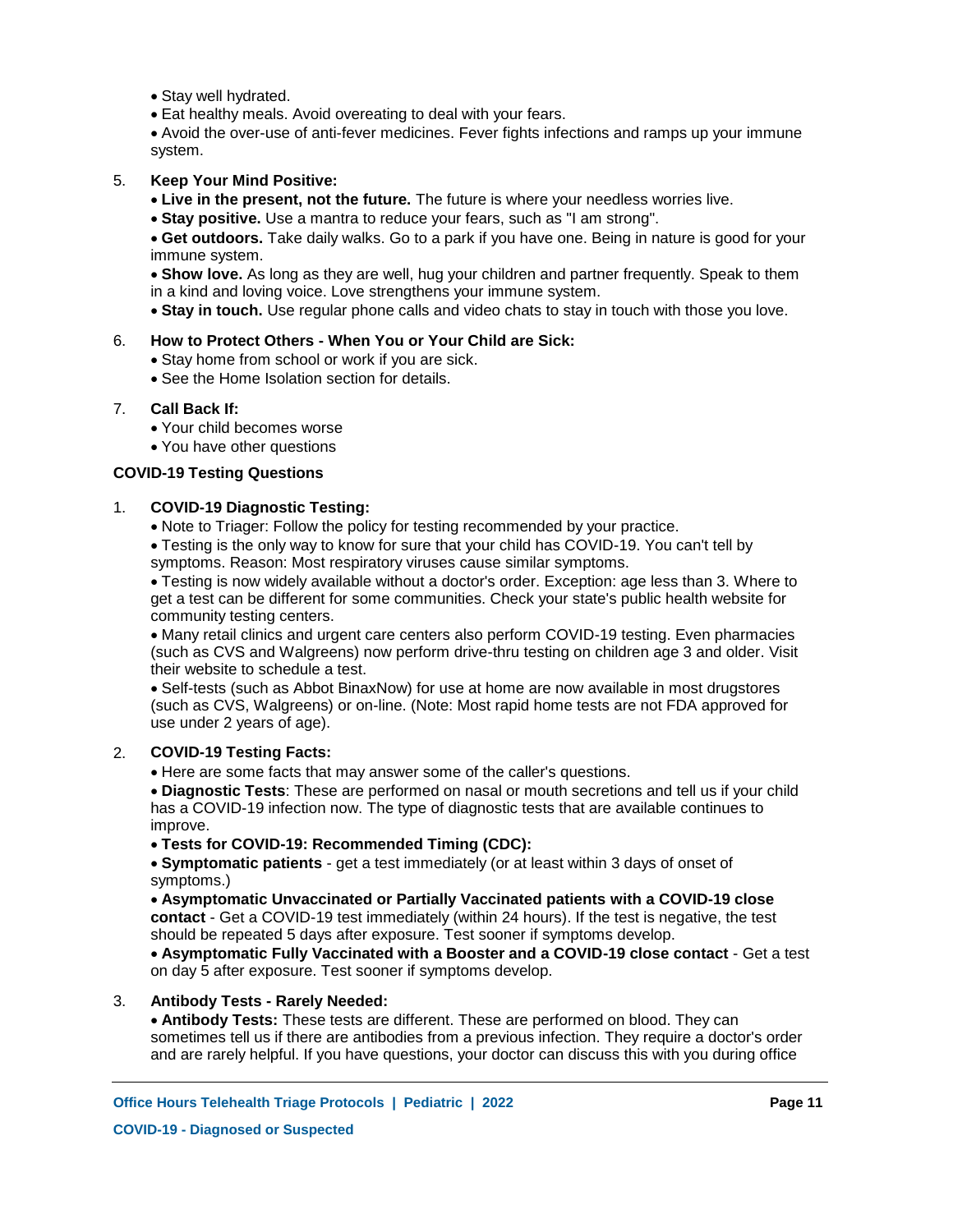- Stay well hydrated.
- Eat healthy meals. Avoid overeating to deal with your fears.
- Avoid the over-use of anti-fever medicines. Fever fights infections and ramps up your immune system.

5. **Keep Your Mind Positive:**
   - **Live in the present, not the future.** The future is where your needless worries live.
   - **Stay positive.** Use a mantra to reduce your fears, such as "I am strong".
   - **Get outdoors.** Take daily walks. Go to a park if you have one. Being in nature is good for your immune system.
   - **Show love.** As long as they are well, hug your children and partner frequently. Speak to them in a kind and loving voice. Love strengthens your immune system.
   - **Stay in touch.** Use regular phone calls and video chats to stay in touch with those you love.

6. **How to Protect Others - When You or Your Child are Sick:**
   - Stay home from school or work if you are sick.
   - See the Home Isolation section for details.

7. **Call Back If:**
   - Your child becomes worse
   - You have other questions

**COVID-19 Testing Questions**

1. **COVID-19 Diagnostic Testing:**
   - Note to Triager: Follow the policy for testing recommended by your practice.
   - Testing is the only way to know for sure that your child has COVID-19. You can't tell by symptoms. Reason: Most respiratory viruses cause similar symptoms.
   - Testing is now widely available without a doctor's order. Exception: age less than 3. Where to get a test can be different for some communities. Check your state's public health website for community testing centers.
   - Many retail clinics and urgent care centers also perform COVID-19 testing. Even pharmacies (such as CVS and Walgreens) now perform drive-thru testing on children age 3 and older. Visit their website to schedule a test.
   - Self-tests (such as Abbot BinaxNow) for use at home are now available in most drugstores (such as CVS, Walgreens) or on-line. (Note: Most rapid home tests are not FDA approved for use under 2 years of age).

2. **COVID-19 Testing Facts:**
   - Here are some facts that may answer some of the caller's questions.
   - **Diagnostic Tests**: These are performed on nasal or mouth secretions and tell us if your child has a COVID-19 infection now. The type of diagnostic tests that are available continues to improve.
   - **Tests for COVID-19: Recommended Timing (CDC):**
   - **Symptomatic patients** - get a test immediately (or at least within 3 days of onset of symptoms.)
   - **Asymptomatic Unvaccinated or Partially Vaccinated patients with a COVID-19 close contact** - Get a COVID-19 test immediately (within 24 hours). If the test is negative, the test should be repeated 5 days after exposure. Test sooner if symptoms develop.
   - **Asymptomatic Fully Vaccinated with a Booster and a COVID-19 close contact** - Get a test on day 5 after exposure. Test sooner if symptoms develop.

3. **Antibody Tests - Rarely Needed:**
   - **Antibody Tests:** These tests are different. These are performed on blood. They can sometimes tell us if there are antibodies from a previous infection. They require a doctor's order and are rarely helpful. If you have questions, your doctor can discuss this with you during office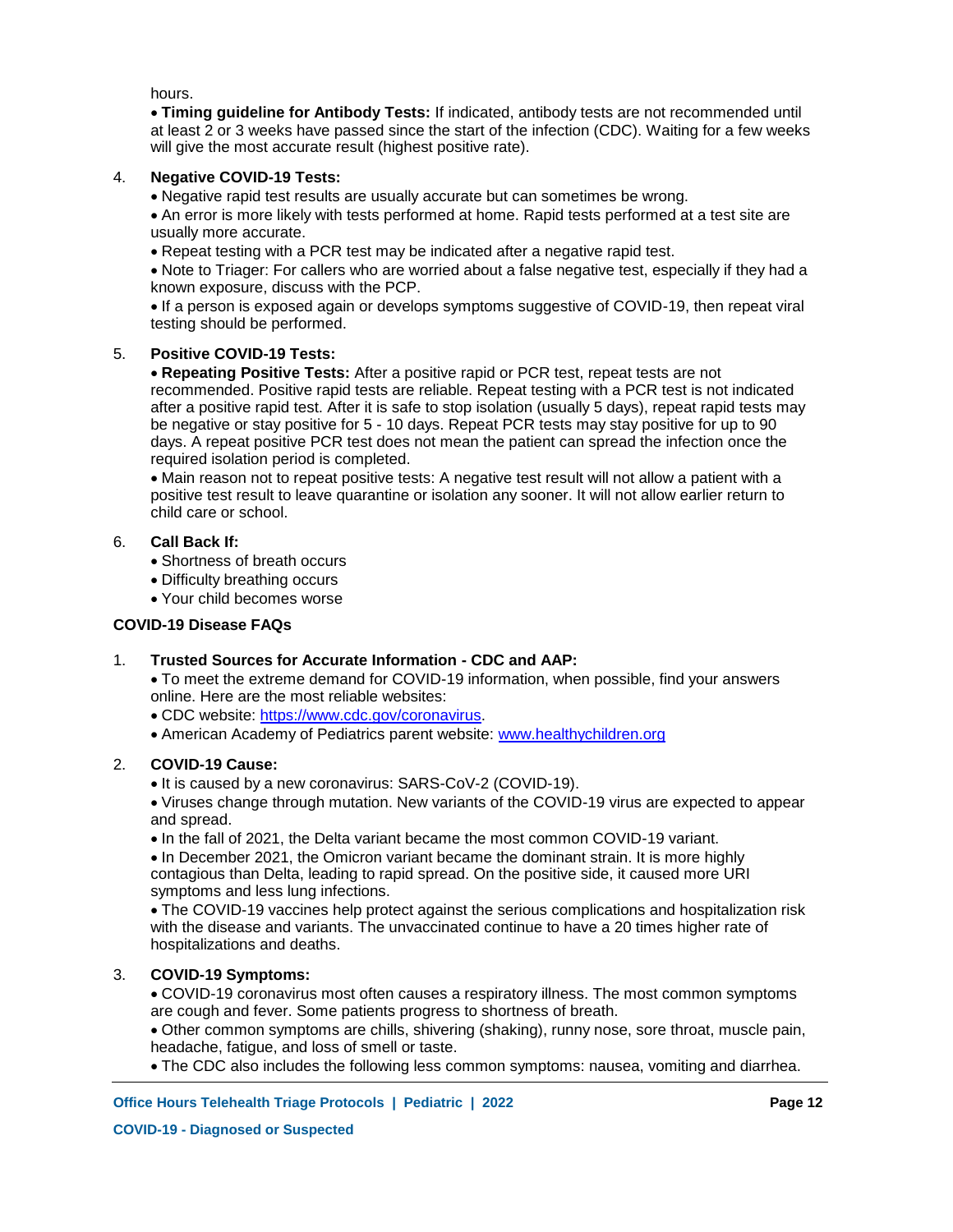hours.

- **Timing guideline for Antibody Tests:** If indicated, antibody tests are not recommended until at least 2 or 3 weeks have passed since the start of the infection (CDC). Waiting for a few weeks will give the most accurate result (highest positive rate).

4. **Negative COVID-19 Tests:**
   - Negative rapid test results are usually accurate but can sometimes be wrong.
   - An error is more likely with tests performed at home. Rapid tests performed at a test site are usually more accurate.
   - Repeat testing with a PCR test may be indicated after a negative rapid test.
   - Note to Triager: For callers who are worried about a false negative test, especially if they had a known exposure, discuss with the PCP.
   - If a person is exposed again or develops symptoms suggestive of COVID-19, then repeat viral testing should be performed.

5. **Positive COVID-19 Tests:**
   - **Repeating Positive Tests:** After a positive rapid or PCR test, repeat tests are not recommended. Positive rapid tests are reliable. Repeat testing with a PCR test is not indicated after a positive rapid test. After it is safe to stop isolation (usually 5 days), repeat rapid tests may be negative or stay positive for 5 - 10 days. Repeat PCR tests may stay positive for up to 90 days. A repeat positive PCR test does not mean the patient can spread the infection once the required isolation period is completed.
   - Main reason not to repeat positive tests: A negative test result will not allow a patient with a positive test result to leave quarantine or isolation any sooner. It will not allow earlier return to child care or school.

6. **Call Back If:**
   - Shortness of breath occurs
   - Difficulty breathing occurs
   - Your child becomes worse

**COVID-19 Disease FAQs**

1. **Trusted Sources for Accurate Information - CDC and AAP:**
   - To meet the extreme demand for COVID-19 information, when possible, find your answers online. Here are the most reliable websites:
   - CDC website: https://www.cdc.gov/coronavirus.
   - American Academy of Pediatrics parent website: www.healthychildren.org

2. **COVID-19 Cause:**
   - It is caused by a new coronavirus: SARS-CoV-2 (COVID-19).
   - Viruses change through mutation. New variants of the COVID-19 virus are expected to appear and spread.
   - In the fall of 2021, the Delta variant became the most common COVID-19 variant.
   - In December 2021, the Omicron variant became the dominant strain. It is more highly contagious than Delta, leading to rapid spread. On the positive side, it caused more URI symptoms and less lung infections.
   - The COVID-19 vaccines help protect against the serious complications and hospitalization risk with the disease and variants. The unvaccinated continue to have a 20 times higher rate of hospitalizations and deaths.

3. **COVID-19 Symptoms:**
   - COVID-19 coronavirus most often causes a respiratory illness. The most common symptoms are cough and fever. Some patients progress to shortness of breath.
   - Other common symptoms are chills, shivering (shaking), runny nose, sore throat, muscle pain, headache, fatigue, and loss of smell or taste.
   - The CDC also includes the following less common symptoms: nausea, vomiting and diarrhea.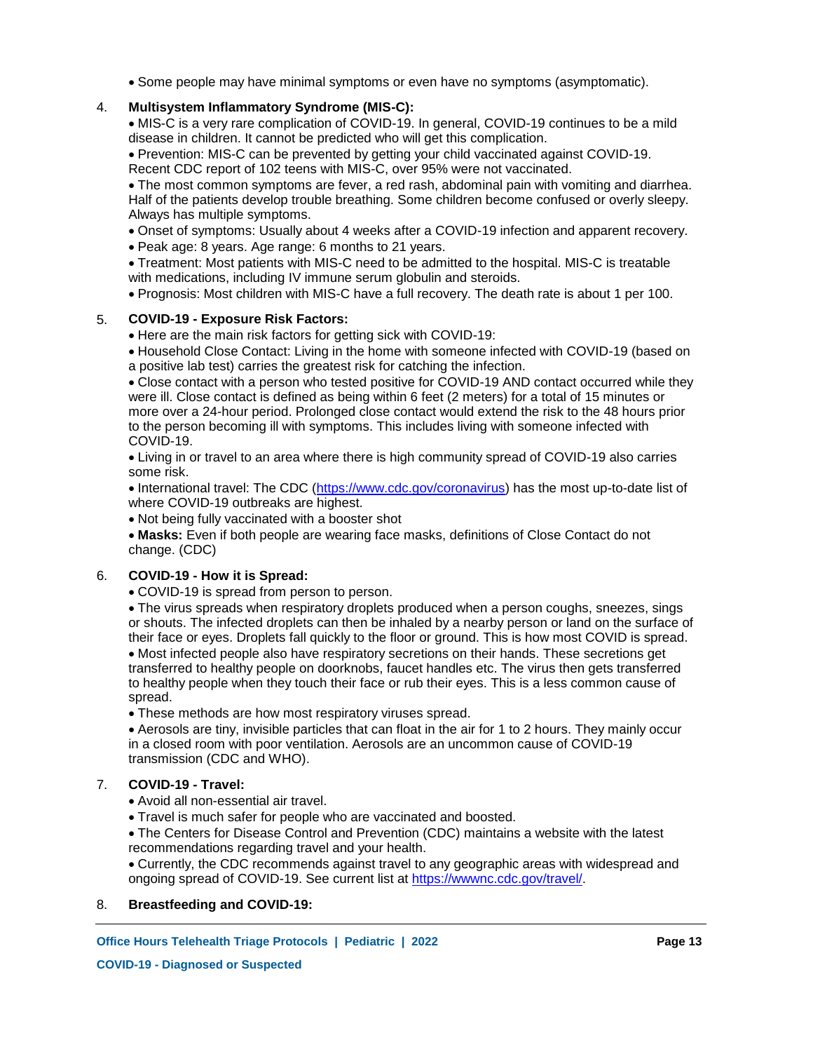- Some people may have minimal symptoms or even have no symptoms (asymptomatic).

4. **Multisystem Inflammatory Syndrome (MIS-C):**
   - MIS-C is a very rare complication of COVID-19. In general, COVID-19 continues to be a mild disease in children. It cannot be predicted who will get this complication.
   - Prevention: MIS-C can be prevented by getting your child vaccinated against COVID-19. Recent CDC report of 102 teens with MIS-C, over 95% were not vaccinated.
   - The most common symptoms are fever, a red rash, abdominal pain with vomiting and diarrhea. Half of the patients develop trouble breathing. Some children become confused or overly sleepy. Always has multiple symptoms.
   - Onset of symptoms: Usually about 4 weeks after a COVID-19 infection and apparent recovery.
   - Peak age: 8 years. Age range: 6 months to 21 years.
   - Treatment: Most patients with MIS-C need to be admitted to the hospital. MIS-C is treatable with medications, including IV immune serum globulin and steroids.
   - Prognosis: Most children with MIS-C have a full recovery. The death rate is about 1 per 100.

5. **COVID-19 - Exposure Risk Factors:**
   - Here are the main risk factors for getting sick with COVID-19:
   - Household Close Contact: Living in the home with someone infected with COVID-19 (based on a positive lab test) carries the greatest risk for catching the infection.
   - Close contact with a person who tested positive for COVID-19 AND contact occurred while they were ill. Close contact is defined as being within 6 feet (2 meters) for a total of 15 minutes or more over a 24-hour period. Prolonged close contact would extend the risk to the 48 hours prior to the person becoming ill with symptoms. This includes living with someone infected with COVID-19.
   - Living in or travel to an area where there is high community spread of COVID-19 also carries some risk.
   - International travel: The CDC (https://www.cdc.gov/coronavirus) has the most up-to-date list of where COVID-19 outbreaks are highest.
   - Not being fully vaccinated with a booster shot
   - **Masks:** Even if both people are wearing face masks, definitions of Close Contact do not change. (CDC)

6. **COVID-19 - How it is Spread:**
   - COVID-19 is spread from person to person.
   - The virus spreads when respiratory droplets produced when a person coughs, sneezes, sings or shouts. The infected droplets can then be inhaled by a nearby person or land on the surface of their face or eyes. Droplets fall quickly to the floor or ground. This is how most COVID is spread.
   - Most infected people also have respiratory secretions on their hands. These secretions get transferred to healthy people on doorknobs, faucet handles etc. The virus then gets transferred to healthy people when they touch their face or rub their eyes. This is a less common cause of spread.
   - These methods are how most respiratory viruses spread.
   - Aerosols are tiny, invisible particles that can float in the air for 1 to 2 hours. They mainly occur in a closed room with poor ventilation. Aerosols are an uncommon cause of COVID-19 transmission (CDC and WHO).

7. **COVID-19 - Travel:**
   - Avoid all non-essential air travel.
   - Travel is much safer for people who are vaccinated and boosted.
   - The Centers for Disease Control and Prevention (CDC) maintains a website with the latest recommendations regarding travel and your health.
   - Currently, the CDC recommends against travel to any geographic areas with widespread and ongoing spread of COVID-19. See current list at https://wwwnc.cdc.gov/travel/.

8. **Breastfeeding and COVID-19:**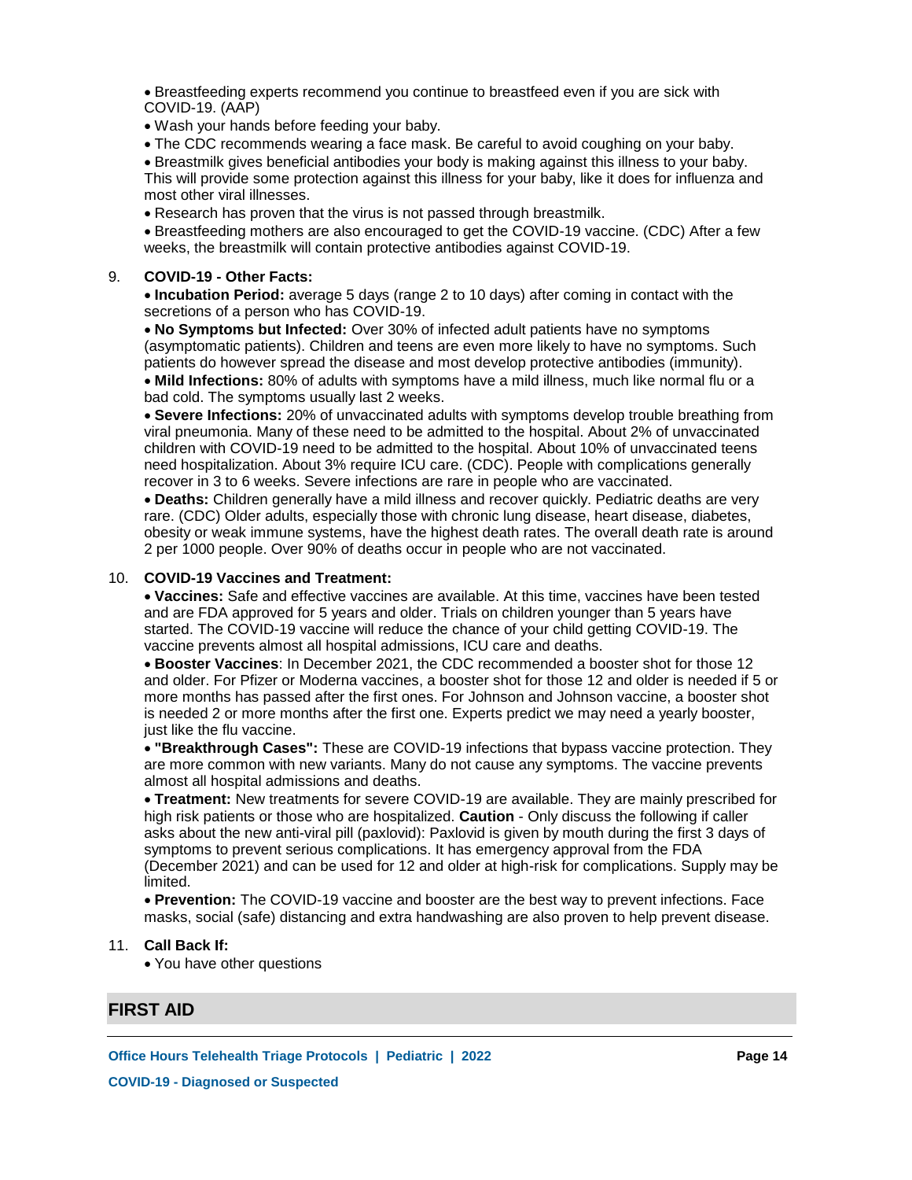- Breastfeeding experts recommend you continue to breastfeed even if you are sick with COVID-19. (AAP)
- Wash your hands before feeding your baby.
- The CDC recommends wearing a face mask. Be careful to avoid coughing on your baby.
- Breastmilk gives beneficial antibodies your body is making against this illness to your baby. This will provide some protection against this illness for your baby, like it does for influenza and most other viral illnesses.
- Research has proven that the virus is not passed through breastmilk.
- Breastfeeding mothers are also encouraged to get the COVID-19 vaccine. (CDC) After a few weeks, the breastmilk will contain protective antibodies against COVID-19.

9. **COVID-19 - Other Facts:**
   - **Incubation Period:** average 5 days (range 2 to 10 days) after coming in contact with the secretions of a person who has COVID-19.
   - **No Symptoms but Infected:** Over 30% of infected adult patients have no symptoms (asymptomatic patients). Children and teens are even more likely to have no symptoms. Such patients do however spread the disease and most develop protective antibodies (immunity).
   - **Mild Infections:** 80% of adults with symptoms have a mild illness, much like normal flu or a bad cold. The symptoms usually last 2 weeks.
   - **Severe Infections:** 20% of unvaccinated adults with symptoms develop trouble breathing from viral pneumonia. Many of these need to be admitted to the hospital. About 2% of unvaccinated children with COVID-19 need to be admitted to the hospital. About 10% of unvaccinated teens need hospitalization. About 3% require ICU care. (CDC). People with complications generally recover in 3 to 6 weeks. Severe infections are rare in people who are vaccinated.
   - **Deaths:** Children generally have a mild illness and recover quickly. Pediatric deaths are very rare. (CDC) Older adults, especially those with chronic lung disease, heart disease, diabetes, obesity or weak immune systems, have the highest death rates. The overall death rate is around 2 per 1000 people. Over 90% of deaths occur in people who are not vaccinated.

10. **COVID-19 Vaccines and Treatment:**
    - **Vaccines:** Safe and effective vaccines are available. At this time, vaccines have been tested and are FDA approved for 5 years and older. Trials on children younger than 5 years have started. The COVID-19 vaccine will reduce the chance of your child getting COVID-19. The vaccine prevents almost all hospital admissions, ICU care and deaths.
    - **Booster Vaccines**: In December 2021, the CDC recommended a booster shot for those 12 and older. For Pfizer or Moderna vaccines, a booster shot for those 12 and older is needed if 5 or more months has passed after the first ones. For Johnson and Johnson vaccine, a booster shot is needed 2 or more months after the first one. Experts predict we may need a yearly booster, just like the flu vaccine.
    - **"Breakthrough Cases":** These are COVID-19 infections that bypass vaccine protection. They are more common with new variants. Many do not cause any symptoms. The vaccine prevents almost all hospital admissions and deaths.
    - **Treatment:** New treatments for severe COVID-19 are available. They are mainly prescribed for high risk patients or those who are hospitalized. **Caution** - Only discuss the following if caller asks about the new anti-viral pill (paxlovid): Paxlovid is given by mouth during the first 3 days of symptoms to prevent serious complications. It has emergency approval from the FDA (December 2021) and can be used for 12 and older at high-risk for complications. Supply may be limited.
    - **Prevention:** The COVID-19 vaccine and booster are the best way to prevent infections. Face masks, social (safe) distancing and extra handwashing are also proven to help prevent disease.

11. **Call Back If:**
    - You have other questions

## FIRST AID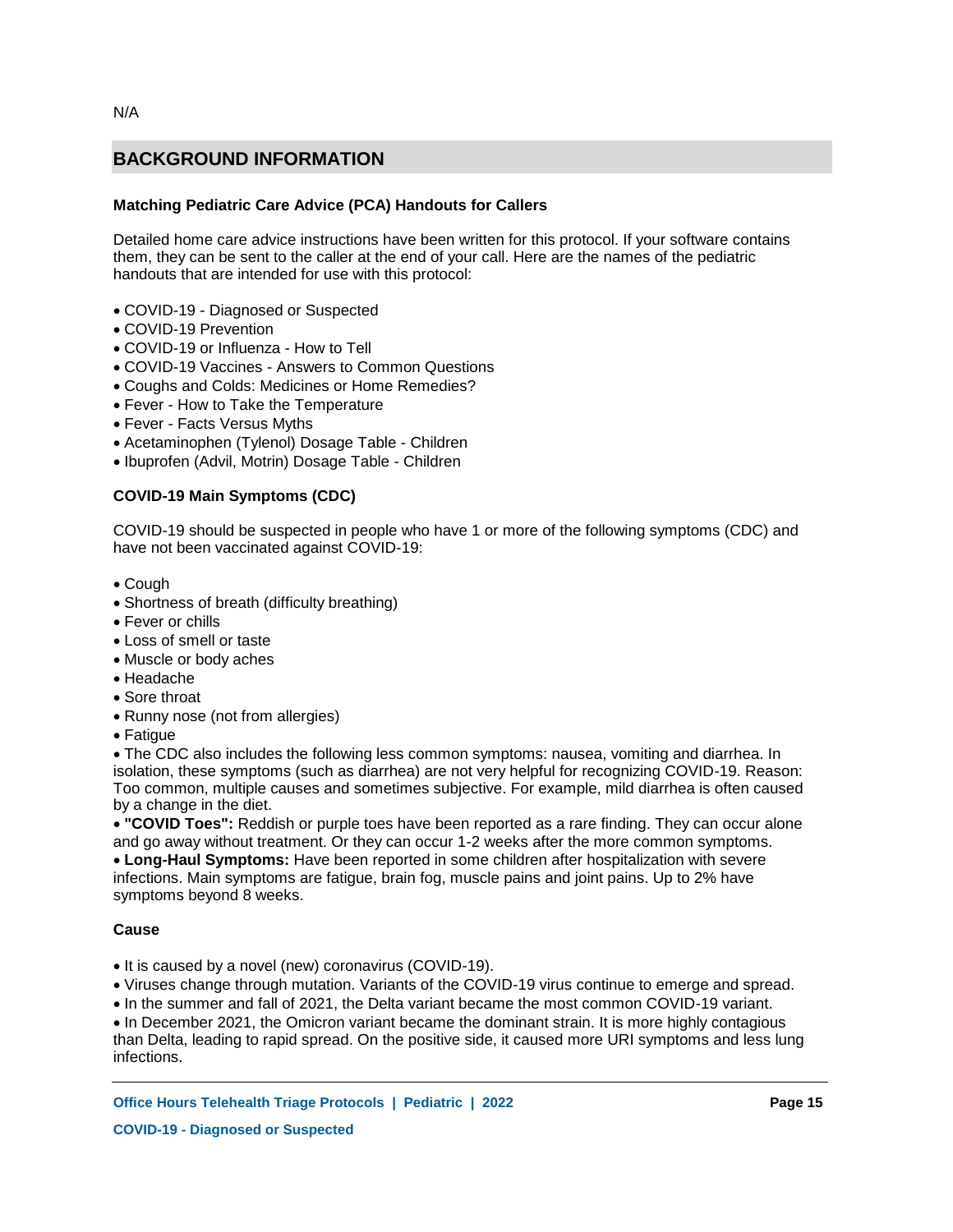N/A

## BACKGROUND INFORMATION

**Matching Pediatric Care Advice (PCA) Handouts for Callers**

Detailed home care advice instructions have been written for this protocol. If your software contains them, they can be sent to the caller at the end of your call. Here are the names of the pediatric handouts that are intended for use with this protocol:

- COVID-19 - Diagnosed or Suspected
- COVID-19 Prevention
- COVID-19 or Influenza - How to Tell
- COVID-19 Vaccines - Answers to Common Questions
- Coughs and Colds: Medicines or Home Remedies?
- Fever - How to Take the Temperature
- Fever - Facts Versus Myths
- Acetaminophen (Tylenol) Dosage Table - Children
- Ibuprofen (Advil, Motrin) Dosage Table - Children

**COVID-19 Main Symptoms (CDC)**

COVID-19 should be suspected in people who have 1 or more of the following symptoms (CDC) and have not been vaccinated against COVID-19:

- Cough
- Shortness of breath (difficulty breathing)
- Fever or chills
- Loss of smell or taste
- Muscle or body aches
- Headache
- Sore throat
- Runny nose (not from allergies)
- Fatigue
- The CDC also includes the following less common symptoms: nausea, vomiting and diarrhea. In isolation, these symptoms (such as diarrhea) are not very helpful for recognizing COVID-19. Reason: Too common, multiple causes and sometimes subjective. For example, mild diarrhea is often caused by a change in the diet.
- **"COVID Toes":** Reddish or purple toes have been reported as a rare finding. They can occur alone and go away without treatment. Or they can occur 1-2 weeks after the more common symptoms.
- **Long-Haul Symptoms:** Have been reported in some children after hospitalization with severe infections. Main symptoms are fatigue, brain fog, muscle pains and joint pains. Up to 2% have symptoms beyond 8 weeks.

**Cause**

- It is caused by a novel (new) coronavirus (COVID-19).
- Viruses change through mutation. Variants of the COVID-19 virus continue to emerge and spread.
- In the summer and fall of 2021, the Delta variant became the most common COVID-19 variant.
- In December 2021, the Omicron variant became the dominant strain. It is more highly contagious than Delta, leading to rapid spread. On the positive side, it caused more URI symptoms and less lung infections.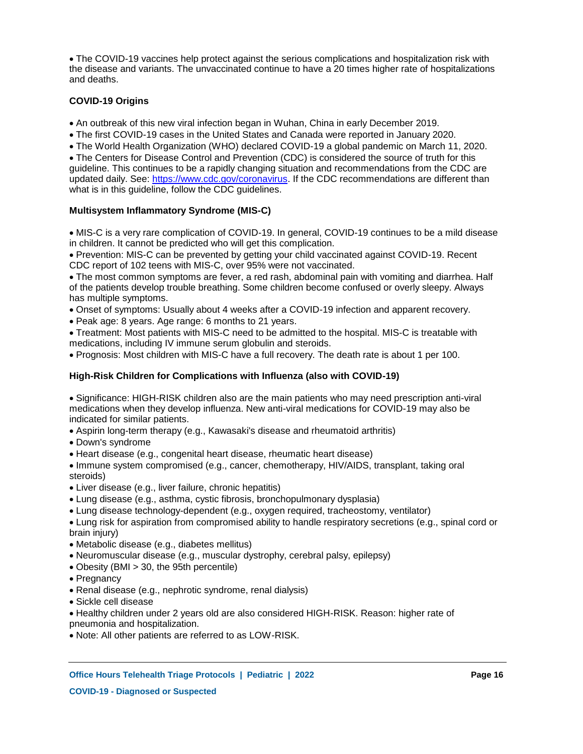- The COVID-19 vaccines help protect against the serious complications and hospitalization risk with the disease and variants. The unvaccinated continue to have a 20 times higher rate of hospitalizations and deaths.

**COVID-19 Origins**

- An outbreak of this new viral infection began in Wuhan, China in early December 2019.
- The first COVID-19 cases in the United States and Canada were reported in January 2020.
- The World Health Organization (WHO) declared COVID-19 a global pandemic on March 11, 2020.
- The Centers for Disease Control and Prevention (CDC) is considered the source of truth for this guideline. This continues to be a rapidly changing situation and recommendations from the CDC are updated daily. See: [https://www.cdc.gov/coronavirus](https://www.cdc.gov/coronavirus). If the CDC recommendations are different than what is in this guideline, follow the CDC guidelines.

**Multisystem Inflammatory Syndrome (MIS-C)**

- MIS-C is a very rare complication of COVID-19. In general, COVID-19 continues to be a mild disease in children. It cannot be predicted who will get this complication.
- Prevention: MIS-C can be prevented by getting your child vaccinated against COVID-19. Recent CDC report of 102 teens with MIS-C, over 95% were not vaccinated.
- The most common symptoms are fever, a red rash, abdominal pain with vomiting and diarrhea. Half of the patients develop trouble breathing. Some children become confused or overly sleepy. Always has multiple symptoms.
- Onset of symptoms: Usually about 4 weeks after a COVID-19 infection and apparent recovery.
- Peak age: 8 years. Age range: 6 months to 21 years.
- Treatment: Most patients with MIS-C need to be admitted to the hospital. MIS-C is treatable with medications, including IV immune serum globulin and steroids.
- Prognosis: Most children with MIS-C have a full recovery. The death rate is about 1 per 100.

**High-Risk Children for Complications with Influenza (also with COVID-19)**

- Significance: HIGH-RISK children also are the main patients who may need prescription anti-viral medications when they develop influenza. New anti-viral medications for COVID-19 may also be indicated for similar patients.
- Aspirin long-term therapy (e.g., Kawasaki's disease and rheumatoid arthritis)
- Down's syndrome
- Heart disease (e.g., congenital heart disease, rheumatic heart disease)
- Immune system compromised (e.g., cancer, chemotherapy, HIV/AIDS, transplant, taking oral steroids)
- Liver disease (e.g., liver failure, chronic hepatitis)
- Lung disease (e.g., asthma, cystic fibrosis, bronchopulmonary dysplasia)
- Lung disease technology-dependent (e.g., oxygen required, tracheostomy, ventilator)
- Lung risk for aspiration from compromised ability to handle respiratory secretions (e.g., spinal cord or brain injury)
- Metabolic disease (e.g., diabetes mellitus)
- Neuromuscular disease (e.g., muscular dystrophy, cerebral palsy, epilepsy)
- Obesity (BMI > 30, the 95th percentile)
- Pregnancy
- Renal disease (e.g., nephrotic syndrome, renal dialysis)
- Sickle cell disease
- Healthy children under 2 years old are also considered HIGH-RISK. Reason: higher rate of pneumonia and hospitalization.
- Note: All other patients are referred to as LOW-RISK.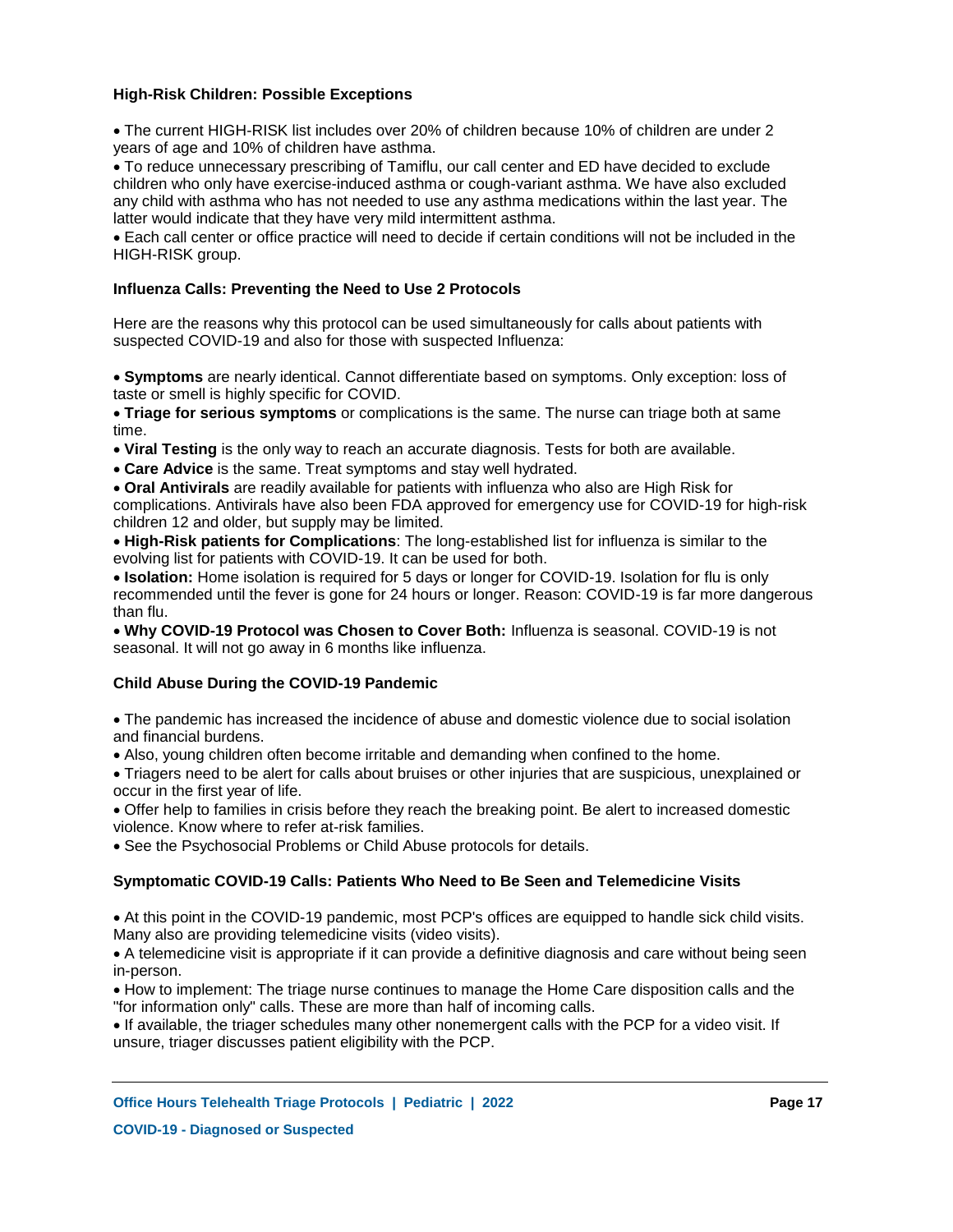### High-Risk Children: Possible Exceptions

- The current HIGH-RISK list includes over 20% of children because 10% of children are under 2 years of age and 10% of children have asthma.
- To reduce unnecessary prescribing of Tamiflu, our call center and ED have decided to exclude children who only have exercise-induced asthma or cough-variant asthma. We have also excluded any child with asthma who has not needed to use any asthma medications within the last year. The latter would indicate that they have very mild intermittent asthma.
- Each call center or office practice will need to decide if certain conditions will not be included in the HIGH-RISK group.

### Influenza Calls: Preventing the Need to Use 2 Protocols

Here are the reasons why this protocol can be used simultaneously for calls about patients with suspected COVID-19 and also for those with suspected Influenza:

- **Symptoms** are nearly identical. Cannot differentiate based on symptoms. Only exception: loss of taste or smell is highly specific for COVID.
- **Triage for serious symptoms** or complications is the same. The nurse can triage both at same time.
- **Viral Testing** is the only way to reach an accurate diagnosis. Tests for both are available.
- **Care Advice** is the same. Treat symptoms and stay well hydrated.
- **Oral Antivirals** are readily available for patients with influenza who also are High Risk for complications. Antivirals have also been FDA approved for emergency use for COVID-19 for high-risk children 12 and older, but supply may be limited.
- **High-Risk patients for Complications**: The long-established list for influenza is similar to the evolving list for patients with COVID-19. It can be used for both.
- **Isolation:** Home isolation is required for 5 days or longer for COVID-19. Isolation for flu is only recommended until the fever is gone for 24 hours or longer. Reason: COVID-19 is far more dangerous than flu.
- **Why COVID-19 Protocol was Chosen to Cover Both:** Influenza is seasonal. COVID-19 is not seasonal. It will not go away in 6 months like influenza.

### Child Abuse During the COVID-19 Pandemic

- The pandemic has increased the incidence of abuse and domestic violence due to social isolation and financial burdens.
- Also, young children often become irritable and demanding when confined to the home.
- Triagers need to be alert for calls about bruises or other injuries that are suspicious, unexplained or occur in the first year of life.
- Offer help to families in crisis before they reach the breaking point. Be alert to increased domestic violence. Know where to refer at-risk families.
- See the Psychosocial Problems or Child Abuse protocols for details.

### Symptomatic COVID-19 Calls: Patients Who Need to Be Seen and Telemedicine Visits

- At this point in the COVID-19 pandemic, most PCP's offices are equipped to handle sick child visits. Many also are providing telemedicine visits (video visits).
- A telemedicine visit is appropriate if it can provide a definitive diagnosis and care without being seen in-person.
- How to implement: The triage nurse continues to manage the Home Care disposition calls and the "for information only" calls. These are more than half of incoming calls.
- If available, the triager schedules many other nonemergent calls with the PCP for a video visit. If unsure, triager discusses patient eligibility with the PCP.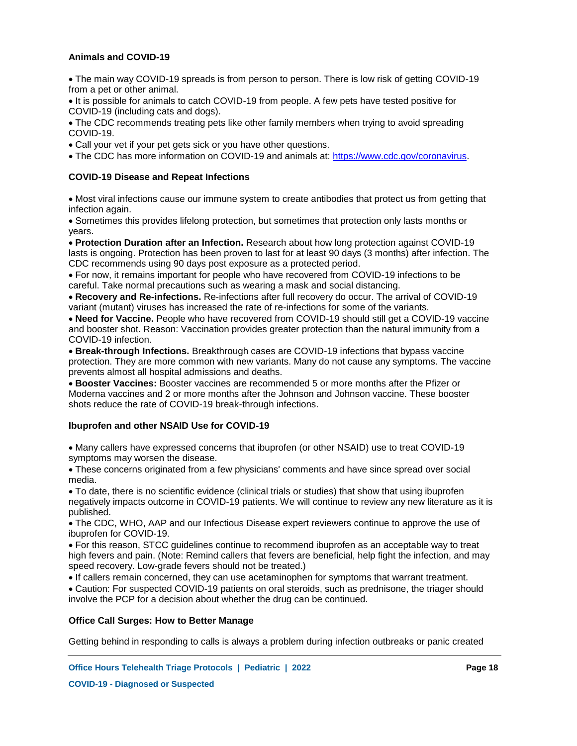**Animals and COVID-19**

- The main way COVID-19 spreads is from person to person. There is low risk of getting COVID-19 from a pet or other animal.
- It is possible for animals to catch COVID-19 from people. A few pets have tested positive for COVID-19 (including cats and dogs).
- The CDC recommends treating pets like other family members when trying to avoid spreading COVID-19.
- Call your vet if your pet gets sick or you have other questions.
- The CDC has more information on COVID-19 and animals at: [https://www.cdc.gov/coronavirus](https://www.cdc.gov/coronavirus).

**COVID-19 Disease and Repeat Infections**

- Most viral infections cause our immune system to create antibodies that protect us from getting that infection again.
- Sometimes this provides lifelong protection, but sometimes that protection only lasts months or years.
- **Protection Duration after an Infection.** Research about how long protection against COVID-19 lasts is ongoing. Protection has been proven to last for at least 90 days (3 months) after infection. The CDC recommends using 90 days post exposure as a protected period.
- For now, it remains important for people who have recovered from COVID-19 infections to be careful. Take normal precautions such as wearing a mask and social distancing.
- **Recovery and Re-infections.** Re-infections after full recovery do occur. The arrival of COVID-19 variant (mutant) viruses has increased the rate of re-infections for some of the variants.
- **Need for Vaccine.** People who have recovered from COVID-19 should still get a COVID-19 vaccine and booster shot. Reason: Vaccination provides greater protection than the natural immunity from a COVID-19 infection.
- **Break-through Infections.** Breakthrough cases are COVID-19 infections that bypass vaccine protection. They are more common with new variants. Many do not cause any symptoms. The vaccine prevents almost all hospital admissions and deaths.
- **Booster Vaccines:** Booster vaccines are recommended 5 or more months after the Pfizer or Moderna vaccines and 2 or more months after the Johnson and Johnson vaccine. These booster shots reduce the rate of COVID-19 break-through infections.

**Ibuprofen and other NSAID Use for COVID-19**

- Many callers have expressed concerns that ibuprofen (or other NSAID) use to treat COVID-19 symptoms may worsen the disease.
- These concerns originated from a few physicians' comments and have since spread over social media.
- To date, there is no scientific evidence (clinical trials or studies) that show that using ibuprofen negatively impacts outcome in COVID-19 patients. We will continue to review any new literature as it is published.
- The CDC, WHO, AAP and our Infectious Disease expert reviewers continue to approve the use of ibuprofen for COVID-19.
- For this reason, STCC guidelines continue to recommend ibuprofen as an acceptable way to treat high fevers and pain. (Note: Remind callers that fevers are beneficial, help fight the infection, and may speed recovery. Low-grade fevers should not be treated.)
- If callers remain concerned, they can use acetaminophen for symptoms that warrant treatment.
- Caution: For suspected COVID-19 patients on oral steroids, such as prednisone, the triager should involve the PCP for a decision about whether the drug can be continued.

**Office Call Surges: How to Better Manage**

Getting behind in responding to calls is always a problem during infection outbreaks or panic created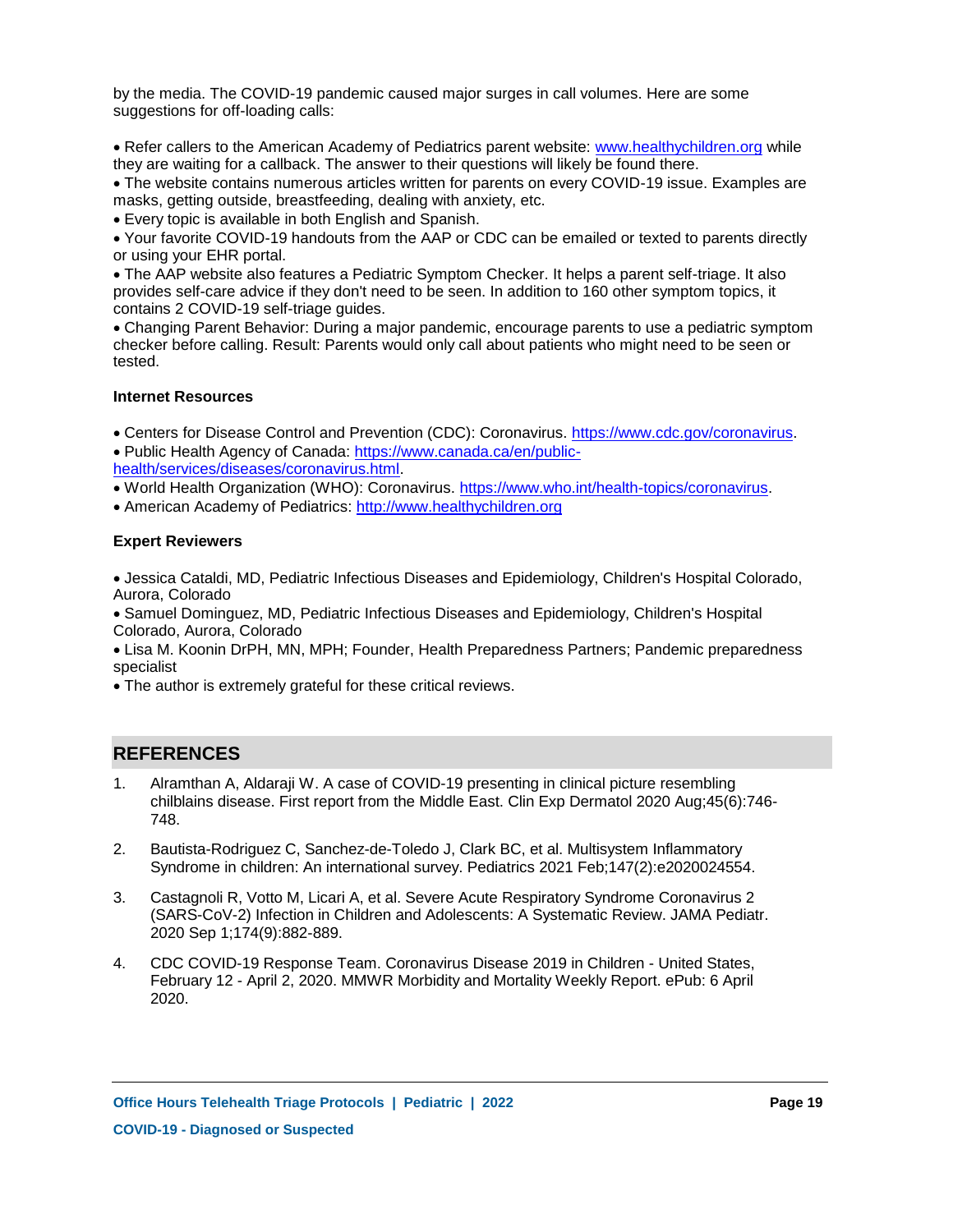by the media. The COVID-19 pandemic caused major surges in call volumes. Here are some suggestions for off-loading calls:

- Refer callers to the American Academy of Pediatrics parent website: www.healthychildren.org while they are waiting for a callback. The answer to their questions will likely be found there.
- The website contains numerous articles written for parents on every COVID-19 issue. Examples are masks, getting outside, breastfeeding, dealing with anxiety, etc.
- Every topic is available in both English and Spanish.
- Your favorite COVID-19 handouts from the AAP or CDC can be emailed or texted to parents directly or using your EHR portal.
- The AAP website also features a Pediatric Symptom Checker. It helps a parent self-triage. It also provides self-care advice if they don't need to be seen. In addition to 160 other symptom topics, it contains 2 COVID-19 self-triage guides.
- Changing Parent Behavior: During a major pandemic, encourage parents to use a pediatric symptom checker before calling. Result: Parents would only call about patients who might need to be seen or tested.

**Internet Resources**

- Centers for Disease Control and Prevention (CDC): Coronavirus. https://www.cdc.gov/coronavirus.
- Public Health Agency of Canada: https://www.canada.ca/en/public-health/services/diseases/coronavirus.html.
- World Health Organization (WHO): Coronavirus. https://www.who.int/health-topics/coronavirus.
- American Academy of Pediatrics: http://www.healthychildren.org

**Expert Reviewers**

- Jessica Cataldi, MD, Pediatric Infectious Diseases and Epidemiology, Children's Hospital Colorado, Aurora, Colorado
- Samuel Dominguez, MD, Pediatric Infectious Diseases and Epidemiology, Children's Hospital Colorado, Aurora, Colorado
- Lisa M. Koonin DrPH, MN, MPH; Founder, Health Preparedness Partners; Pandemic preparedness specialist
- The author is extremely grateful for these critical reviews.

## REFERENCES

1. Alramthan A, Aldaraji W. A case of COVID-19 presenting in clinical picture resembling chilblains disease. First report from the Middle East. Clin Exp Dermatol 2020 Aug;45(6):746-748.
2. Bautista-Rodriguez C, Sanchez-de-Toledo J, Clark BC, et al. Multisystem Inflammatory Syndrome in children: An international survey. Pediatrics 2021 Feb;147(2):e2020024554.
3. Castagnoli R, Votto M, Licari A, et al. Severe Acute Respiratory Syndrome Coronavirus 2 (SARS-CoV-2) Infection in Children and Adolescents: A Systematic Review. JAMA Pediatr. 2020 Sep 1;174(9):882-889.
4. CDC COVID-19 Response Team. Coronavirus Disease 2019 in Children - United States, February 12 - April 2, 2020. MMWR Morbidity and Mortality Weekly Report. ePub: 6 April 2020.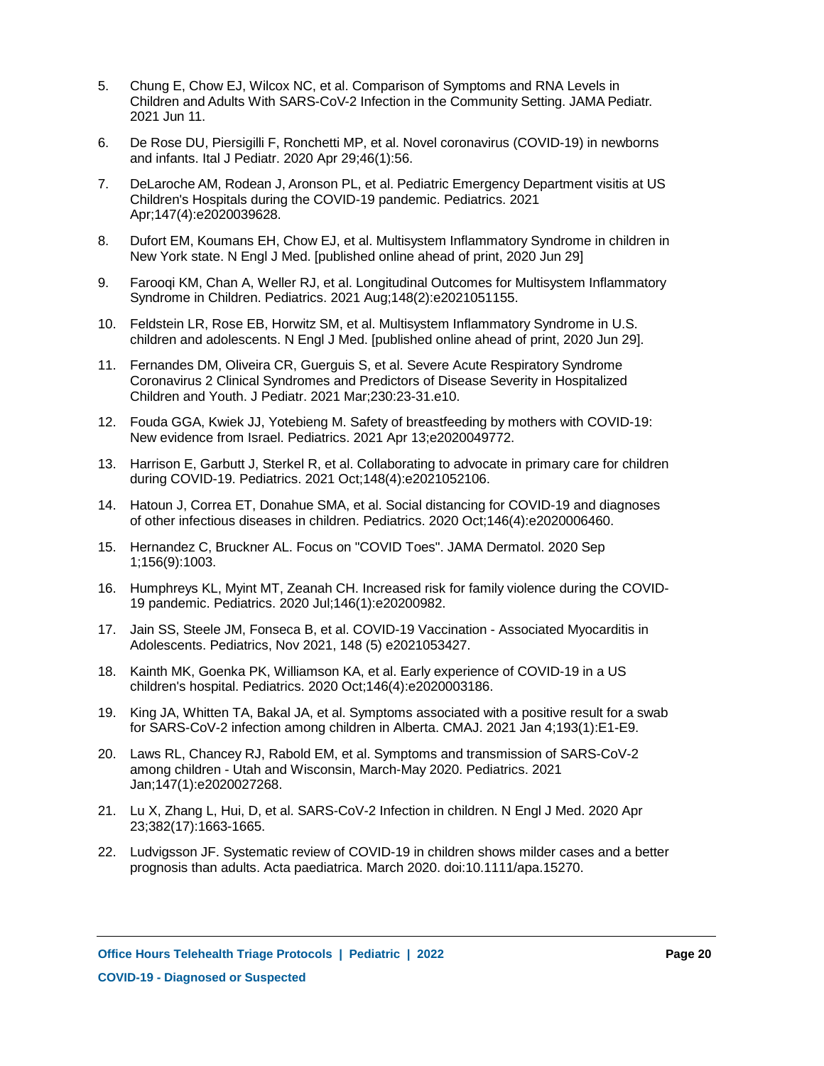5. Chung E, Chow EJ, Wilcox NC, et al. Comparison of Symptoms and RNA Levels in Children and Adults With SARS-CoV-2 Infection in the Community Setting. JAMA Pediatr. 2021 Jun 11.

6. De Rose DU, Piersigilli F, Ronchetti MP, et al. Novel coronavirus (COVID-19) in newborns and infants. Ital J Pediatr. 2020 Apr 29;46(1):56.

7. DeLaroche AM, Rodean J, Aronson PL, et al. Pediatric Emergency Department visitis at US Children's Hospitals during the COVID-19 pandemic. Pediatrics. 2021 Apr;147(4):e2020039628.

8. Dufort EM, Koumans EH, Chow EJ, et al. Multisystem Inflammatory Syndrome in children in New York state. N Engl J Med. [published online ahead of print, 2020 Jun 29]

9. Farooqi KM, Chan A, Weller RJ, et al. Longitudinal Outcomes for Multisystem Inflammatory Syndrome in Children. Pediatrics. 2021 Aug;148(2):e2021051155.

10. Feldstein LR, Rose EB, Horwitz SM, et al. Multisystem Inflammatory Syndrome in U.S. children and adolescents. N Engl J Med. [published online ahead of print, 2020 Jun 29].

11. Fernandes DM, Oliveira CR, Guerguis S, et al. Severe Acute Respiratory Syndrome Coronavirus 2 Clinical Syndromes and Predictors of Disease Severity in Hospitalized Children and Youth. J Pediatr. 2021 Mar;230:23-31.e10.

12. Fouda GGA, Kwiek JJ, Yotebieng M. Safety of breastfeeding by mothers with COVID-19: New evidence from Israel. Pediatrics. 2021 Apr 13;e2020049772.

13. Harrison E, Garbutt J, Sterkel R, et al. Collaborating to advocate in primary care for children during COVID-19. Pediatrics. 2021 Oct;148(4):e2021052106.

14. Hatoun J, Correa ET, Donahue SMA, et al. Social distancing for COVID-19 and diagnoses of other infectious diseases in children. Pediatrics. 2020 Oct;146(4):e2020006460.

15. Hernandez C, Bruckner AL. Focus on "COVID Toes". JAMA Dermatol. 2020 Sep 1;156(9):1003.

16. Humphreys KL, Myint MT, Zeanah CH. Increased risk for family violence during the COVID-19 pandemic. Pediatrics. 2020 Jul;146(1):e20200982.

17. Jain SS, Steele JM, Fonseca B, et al. COVID-19 Vaccination - Associated Myocarditis in Adolescents. Pediatrics, Nov 2021, 148 (5) e2021053427.

18. Kainth MK, Goenka PK, Williamson KA, et al. Early experience of COVID-19 in a US children's hospital. Pediatrics. 2020 Oct;146(4):e2020003186.

19. King JA, Whitten TA, Bakal JA, et al. Symptoms associated with a positive result for a swab for SARS-CoV-2 infection among children in Alberta. CMAJ. 2021 Jan 4;193(1):E1-E9.

20. Laws RL, Chancey RJ, Rabold EM, et al. Symptoms and transmission of SARS-CoV-2 among children - Utah and Wisconsin, March-May 2020. Pediatrics. 2021 Jan;147(1):e2020027268.

21. Lu X, Zhang L, Hui, D, et al. SARS-CoV-2 Infection in children. N Engl J Med. 2020 Apr 23;382(17):1663-1665.

22. Ludvigsson JF. Systematic review of COVID-19 in children shows milder cases and a better prognosis than adults. Acta paediatrica. March 2020. doi:10.1111/apa.15270.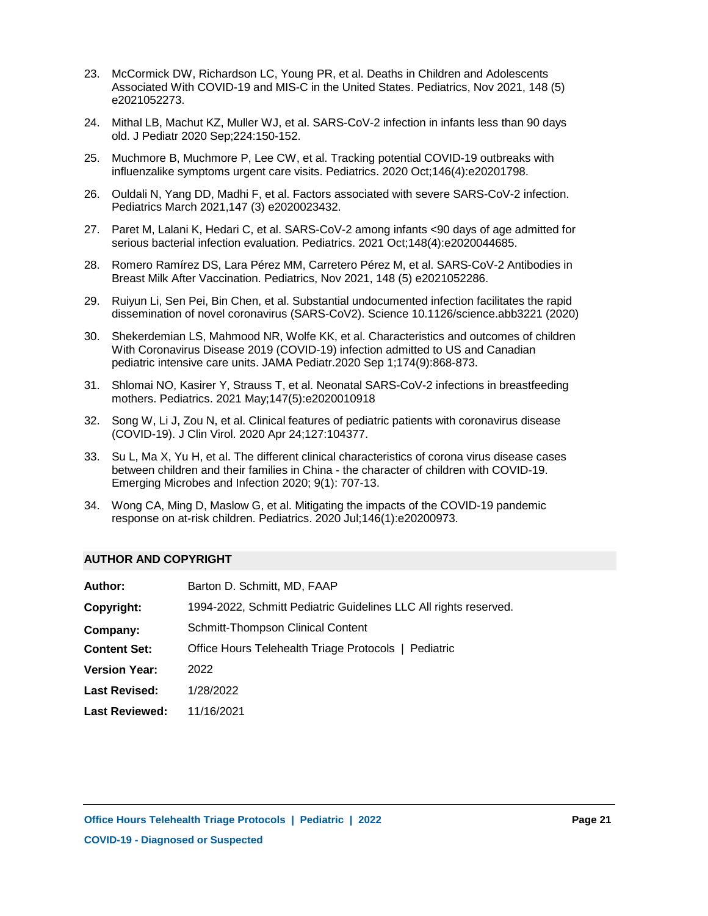23. McCormick DW, Richardson LC, Young PR, et al. Deaths in Children and Adolescents Associated With COVID-19 and MIS-C in the United States. Pediatrics, Nov 2021, 148 (5) e2021052273.
24. Mithal LB, Machut KZ, Muller WJ, et al. SARS-CoV-2 infection in infants less than 90 days old. J Pediatr 2020 Sep;224:150-152.
25. Muchmore B, Muchmore P, Lee CW, et al. Tracking potential COVID-19 outbreaks with influenzalike symptoms urgent care visits. Pediatrics. 2020 Oct;146(4):e20201798.
26. Ouldali N, Yang DD, Madhi F, et al. Factors associated with severe SARS-CoV-2 infection. Pediatrics March 2021,147 (3) e2020023432.
27. Paret M, Lalani K, Hedari C, et al. SARS-CoV-2 among infants <90 days of age admitted for serious bacterial infection evaluation. Pediatrics. 2021 Oct;148(4):e2020044685.
28. Romero Ramírez DS, Lara Pérez MM, Carretero Pérez M, et al. SARS-CoV-2 Antibodies in Breast Milk After Vaccination. Pediatrics, Nov 2021, 148 (5) e2021052286.
29. Ruiyun Li, Sen Pei, Bin Chen, et al. Substantial undocumented infection facilitates the rapid dissemination of novel coronavirus (SARS-CoV2). Science 10.1126/science.abb3221 (2020)
30. Shekerdemian LS, Mahmood NR, Wolfe KK, et al. Characteristics and outcomes of children With Coronavirus Disease 2019 (COVID-19) infection admitted to US and Canadian pediatric intensive care units. JAMA Pediatr.2020 Sep 1;174(9):868-873.
31. Shlomai NO, Kasirer Y, Strauss T, et al. Neonatal SARS-CoV-2 infections in breastfeeding mothers. Pediatrics. 2021 May;147(5):e2020010918
32. Song W, Li J, Zou N, et al. Clinical features of pediatric patients with coronavirus disease (COVID-19). J Clin Virol. 2020 Apr 24;127:104377.
33. Su L, Ma X, Yu H, et al. The different clinical characteristics of corona virus disease cases between children and their families in China - the character of children with COVID-19. Emerging Microbes and Infection 2020; 9(1): 707-13.
34. Wong CA, Ming D, Maslow G, et al. Mitigating the impacts of the COVID-19 pandemic response on at-risk children. Pediatrics. 2020 Jul;146(1):e20200973.

## AUTHOR AND COPYRIGHT

| | |
|---|---|
| **Author:** | Barton D. Schmitt, MD, FAAP |
| **Copyright:** | 1994-2022, Schmitt Pediatric Guidelines LLC All rights reserved. |
| **Company:** | Schmitt-Thompson Clinical Content |
| **Content Set:** | Office Hours Telehealth Triage Protocols \| Pediatric |
| **Version Year:** | 2022 |
| **Last Revised:** | 1/28/2022 |
| **Last Reviewed:** | 11/16/2021 |